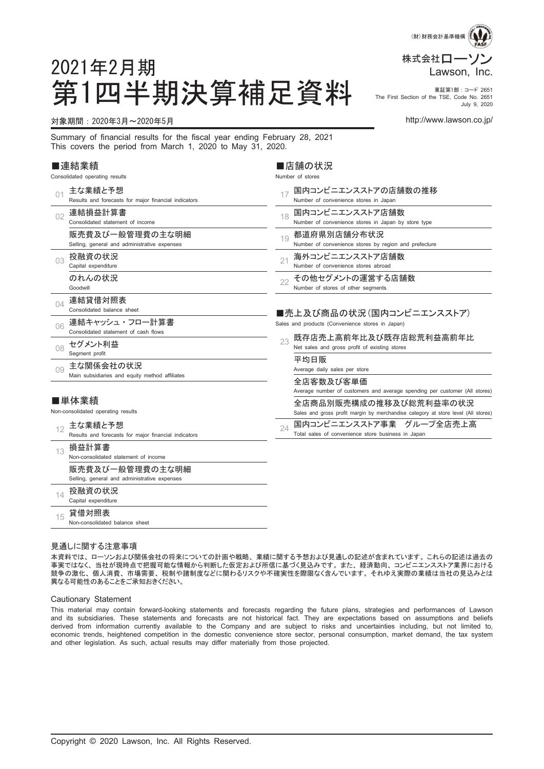(財)財務会計基準機構 FASF

株式会社ローソン
Lawson, Inc.

東証第1部：コード 2651
The First Section of the TSE, Code No. 2651
July 9, 2020

# 2021年2月期
# 第1四半期決算補足資料

対象期間：2020年3月〜2020年5月

http://www.lawson.co.jp/

Summary of financial results for the fiscal year ending February 28, 2021
This covers the period from March 1, 2020 to May 31, 2020.

## ■連結業績
Consolidated operating results

- 01 主な業績と予想
  Results and forecasts for major financial indicators
- 02 連結損益計算書
  Consolidated statement of income
  - 販売費及び一般管理費の主な明細
    Selling, general and administrative expenses
- 03 投融資の状況
  Capital expenditure
  - のれんの状況
    Goodwill
- 04 連結貸借対照表
  Consolidated balance sheet
- 06 連結キャッシュ・フロー計算書
  Consolidated statement of cash flows
- 08 セグメント利益
  Segment profit
- 09 主な関係会社の状況
  Main subsidiaries and equity method affiliates

## ■単体業績
Non-consolidated operating results

- 12 主な業績と予想
  Results and forecasts for major financial indicators
- 13 損益計算書
  Non-consolidated statement of income
  - 販売費及び一般管理費の主な明細
    Selling, general and administrative expenses
- 14 投融資の状況
  Capital expenditure
- 15 貸借対照表
  Non-consolidated balance sheet

## ■店舗の状況
Number of stores

- 17 国内コンビニエンスストアの店舗数の推移
  Number of convenience stores in Japan
- 18 国内コンビニエンスストア店舗数
  Number of convenience stores in Japan by store type
- 19 都道府県別店舗分布状況
  Number of convenience stores by region and prefecture
- 21 海外コンビニエンスストア店舗数
  Number of convenience stores abroad
- 22 その他セグメントの運営する店舗数
  Number of stores of other segments

## ■売上及び商品の状況（国内コンビニエンスストア）
Sales and products (Convenience stores in Japan)

- 23 既存店売上高前年比及び既存店総荒利益高前年比
  Net sales and gross profit of existing stores
  - 平均日販
    Average daily sales per store
  - 全店客数及び客単価
    Average number of customers and average spending per customer (All stores)
  - 全店商品別販売構成の推移及び総荒利益率の状況
    Sales and gross profit margin by merchandise category at store level (All stores)
- 24 国内コンビニエンスストア事業　グループ全店売上高
  Total sales of convenience store business in Japan

### 見通しに関する注意事項

本資料では、ローソンおよび関係会社の将来についての計画や戦略、業績に関する予想および見通しの記述が含まれています。これらの記述は過去の事実ではなく、当社が現時点で把握可能な情報から判断した仮定および所信に基づく見込みです。また、経済動向、コンビニエンスストア業界における競争の激化、個人消費、市場需要、税制や諸制度などに関わるリスクや不確実性を際限なく含んでいます。それゆえ実際の業績は当社の見込みとは異なる可能性のあることをご承知おきください。

### Cautionary Statement

This material may contain forward-looking statements and forecasts regarding the future plans, strategies and performances of Lawson and its subsidiaries. These statements and forecasts are not historical fact. They are expectations based on assumptions and beliefs derived from information currently available to the Company and are subject to risks and uncertainties including, but not limited to, economic trends, heightened competition in the domestic convenience store sector, personal consumption, market demand, the tax system and other legislation. As such, actual results may differ materially from those projected.

Copyright © 2020 Lawson, Inc. All Rights Reserved.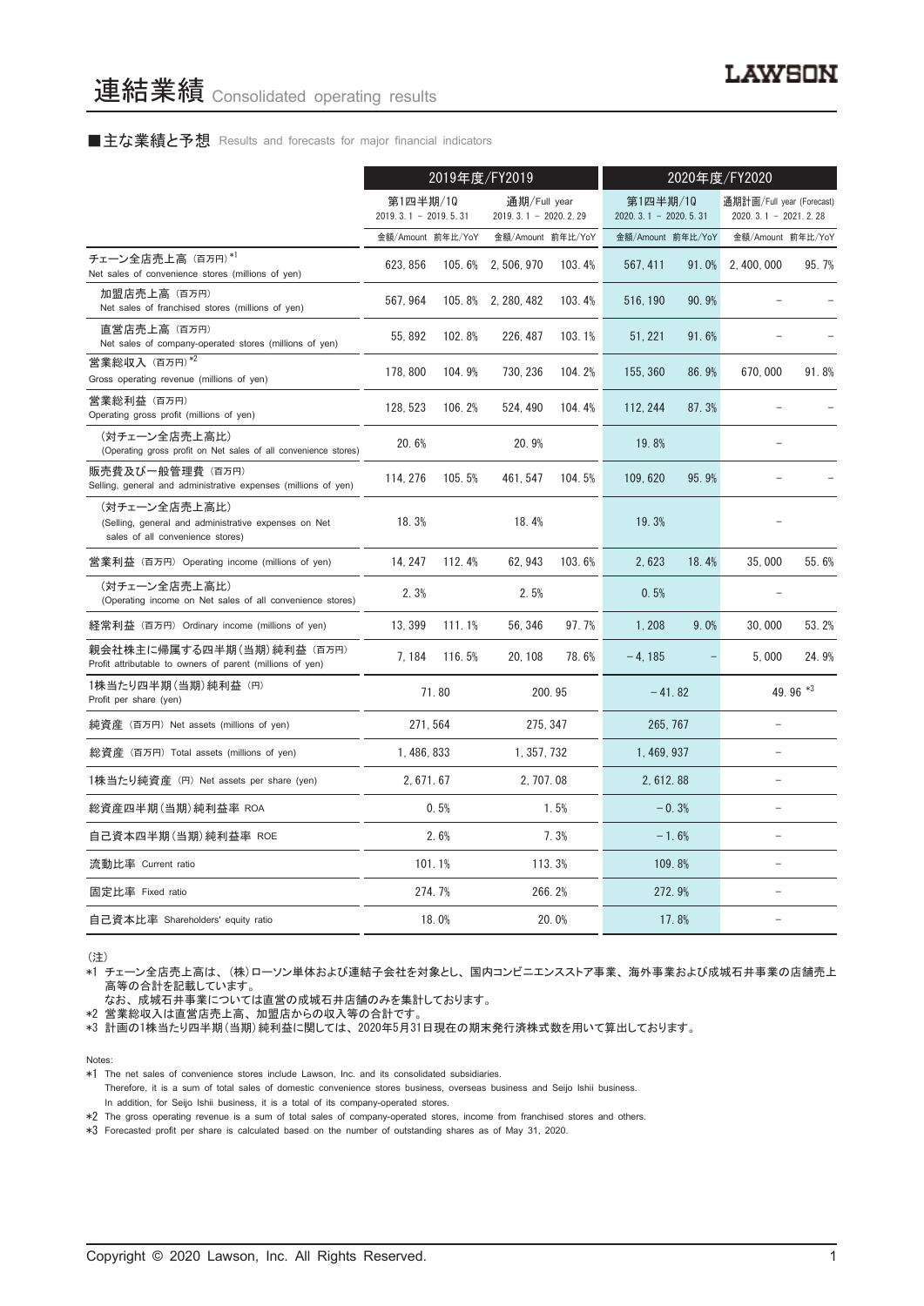# 連結業績 Consolidated operating results

## ■主な業績と予想 Results and forecasts for major financial indicators

| | 2019年度/FY2019 | | | | 2020年度/FY2020 | | | |
|---|---|---|---|---|---|---|---|---|
| | 第1四半期/1Q 2019. 3. 1 － 2019. 5. 31 | | 通期/Full year 2019. 3. 1 － 2020. 2. 29 | | 第1四半期/1Q 2020. 3. 1 － 2020. 5. 31 | | 通期計画/Full year (Forecast) 2020. 3. 1 － 2021. 2. 28 | |
| | 金額/Amount | 前年比/YoY | 金額/Amount | 前年比/YoY | 金額/Amount | 前年比/YoY | 金額/Amount | 前年比/YoY |
| チェーン全店売上高 (百万円) *1 Net sales of convenience stores (millions of yen) | 623, 856 | 105. 6% | 2, 506, 970 | 103. 4% | 567, 411 | 91. 0% | 2, 400, 000 | 95. 7% |
| 加盟店売上高 (百万円) Net sales of franchised stores (millions of yen) | 567, 964 | 105. 8% | 2, 280, 482 | 103. 4% | 516, 190 | 90. 9% | － | － |
| 直営店売上高 (百万円) Net sales of company-operated stores (millions of yen) | 55, 892 | 102. 8% | 226, 487 | 103. 1% | 51, 221 | 91. 6% | － | － |
| 営業総収入 (百万円) *2 Gross operating revenue (millions of yen) | 178, 800 | 104. 9% | 730, 236 | 104. 2% | 155, 360 | 86. 9% | 670, 000 | 91. 8% |
| 営業総利益 (百万円) Operating gross profit (millions of yen) | 128, 523 | 106. 2% | 524, 490 | 104. 4% | 112, 244 | 87. 3% | － | － |
| (対チェーン全店売上高比) (Operating gross profit on Net sales of all convenience stores) | 20. 6% | | 20. 9% | | 19. 8% | | － | |
| 販売費及び一般管理費 (百万円) Selling, general and administrative expenses (millions of yen) | 114, 276 | 105. 5% | 461, 547 | 104. 5% | 109, 620 | 95. 9% | － | － |
| (対チェーン全店売上高比) (Selling, general and administrative expenses on Net sales of all convenience stores) | 18. 3% | | 18. 4% | | 19. 3% | | － | |
| 営業利益 (百万円) Operating income (millions of yen) | 14, 247 | 112. 4% | 62, 943 | 103. 6% | 2, 623 | 18. 4% | 35, 000 | 55. 6% |
| (対チェーン全店売上高比) (Operating income on Net sales of all convenience stores) | 2. 3% | | 2. 5% | | 0. 5% | | － | |
| 経常利益 (百万円) Ordinary income (millions of yen) | 13, 399 | 111. 1% | 56, 346 | 97. 7% | 1, 208 | 9. 0% | 30, 000 | 53. 2% |
| 親会社株主に帰属する四半期(当期)純利益 (百万円) Profit attributable to owners of parent (millions of yen) | 7, 184 | 116. 5% | 20, 108 | 78. 6% | －4, 185 | － | 5, 000 | 24. 9% |
| 1株当たり四半期(当期)純利益 (円) Profit per share (yen) | 71. 80 | | 200. 95 | | －41. 82 | | 49. 96 *3 | |
| 純資産 (百万円) Net assets (millions of yen) | 271, 564 | | 275, 347 | | 265, 767 | | － | |
| 総資産 (百万円) Total assets (millions of yen) | 1, 486, 833 | | 1, 357, 732 | | 1, 469, 937 | | － | |
| 1株当たり純資産 (円) Net assets per share (yen) | 2, 671. 67 | | 2, 707. 08 | | 2, 612. 88 | | － | |
| 総資産四半期(当期)純利益率 ROA | 0. 5% | | 1. 5% | | －0. 3% | | － | |
| 自己資本四半期(当期)純利益率 ROE | 2. 6% | | 7. 3% | | －1. 6% | | － | |
| 流動比率 Current ratio | 101. 1% | | 113. 3% | | 109. 8% | | － | |
| 固定比率 Fixed ratio | 274. 7% | | 266. 2% | | 272. 9% | | － | |
| 自己資本比率 Shareholders' equity ratio | 18. 0% | | 20. 0% | | 17. 8% | | － | |

(注)

*1 チェーン全店売上高は、(株)ローソン単体および連結子会社を対象とし、国内コンビニエンスストア事業、海外事業および成城石井事業の店舗売上高等の合計を記載しています。
なお、成城石井事業については直営の成城石井店舗のみを集計しております。

*2 営業総収入は直営店売上高、加盟店からの収入等の合計です。

*3 計画の1株当たり四半期(当期)純利益に関しては、2020年5月31日現在の期末発行済株式数を用いて算出しております。

Notes:

*1 The net sales of convenience stores include Lawson, Inc. and its consolidated subsidiaries.
Therefore, it is a sum of total sales of domestic convenience stores business, overseas business and Seijo Ishii business.
In addition, for Seijo Ishii business, it is a total of its company-operated stores.

*2 The gross operating revenue is a sum of total sales of company-operated stores, income from franchised stores and others.

*3 Forecasted profit per share is calculated based on the number of outstanding shares as of May 31, 2020.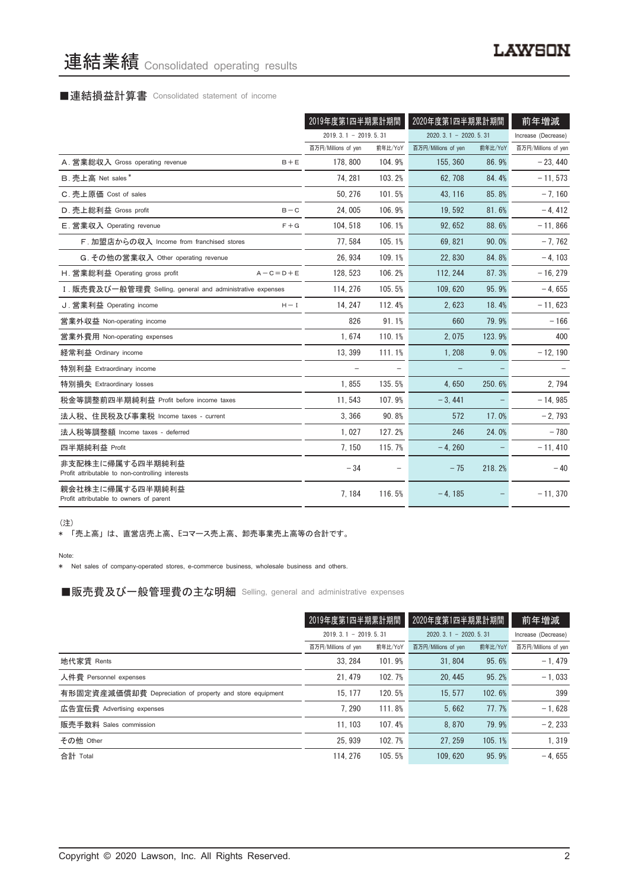# 連結業績 Consolidated operating results

LAWSON

## ■連結損益計算書 Consolidated statement of income

| | | 2019年度第1四半期累計期間 | | 2020年度第1四半期累計期間 | | 前年増減 |
|---|---|---|---|---|---|---|
| | | 2019. 3. 1 － 2019. 5. 31 | | 2020. 3. 1 － 2020. 5. 31 | | Increase (Decrease) |
| | | 百万円/Millions of yen | 前年比/YoY | 百万円/Millions of yen | 前年比/YoY | 百万円/Millions of yen |
| A. 営業総収入 Gross operating revenue | B＋E | 178, 800 | 104. 9% | 155, 360 | 86. 9% | －23, 440 |
| B. 売上高 Net sales＊ | | 74, 281 | 103. 2% | 62, 708 | 84. 4% | －11, 573 |
| C. 売上原価 Cost of sales | | 50, 276 | 101. 5% | 43, 116 | 85. 8% | －7, 160 |
| D. 売上総利益 Gross profit | B－C | 24, 005 | 106. 9% | 19, 592 | 81. 6% | －4, 412 |
| E. 営業収入 Operating revenue | F＋G | 104, 518 | 106. 1% | 92, 652 | 88. 6% | －11, 866 |
| F. 加盟店からの収入 Income from franchised stores | | 77, 584 | 105. 1% | 69, 821 | 90. 0% | －7, 762 |
| G. その他の営業収入 Other operating revenue | | 26, 934 | 109. 1% | 22, 830 | 84. 8% | －4, 103 |
| H. 営業総利益 Operating gross profit | A－C＝D＋E | 128, 523 | 106. 2% | 112, 244 | 87. 3% | －16, 279 |
| I. 販売費及び一般管理費 Selling, general and administrative expenses | | 114, 276 | 105. 5% | 109, 620 | 95. 9% | －4, 655 |
| J. 営業利益 Operating income | H－I | 14, 247 | 112. 4% | 2, 623 | 18. 4% | －11, 623 |
| 営業外収益 Non-operating income | | 826 | 91. 1% | 660 | 79. 9% | －166 |
| 営業外費用 Non-operating expenses | | 1, 674 | 110. 1% | 2, 075 | 123. 9% | 400 |
| 経常利益 Ordinary income | | 13, 399 | 111. 1% | 1, 208 | 9. 0% | －12, 190 |
| 特別利益 Extraordinary income | | － | － | － | － | － |
| 特別損失 Extraordinary losses | | 1, 855 | 135. 5% | 4, 650 | 250. 6% | 2, 794 |
| 税金等調整前四半期純利益 Profit before income taxes | | 11, 543 | 107. 9% | －3, 441 | － | －14, 985 |
| 法人税、住民税及び事業税 Income taxes - current | | 3, 366 | 90. 8% | 572 | 17. 0% | －2, 793 |
| 法人税等調整額 Income taxes - deferred | | 1, 027 | 127. 2% | 246 | 24. 0% | －780 |
| 四半期純利益 Profit | | 7, 150 | 115. 7% | －4, 260 | － | －11, 410 |
| 非支配株主に帰属する四半期純利益 Profit attributable to non-controlling interests | | －34 | － | －75 | 218. 2% | －40 |
| 親会社株主に帰属する四半期純利益 Profit attributable to owners of parent | | 7, 184 | 116. 5% | －4, 185 | － | －11, 370 |

（注）

＊ 「売上高」は、直営店売上高、Eコマース売上高、卸売事業売上高等の合計です。

Note:

＊ Net sales of company-operated stores, e-commerce business, wholesale business and others.

## ■販売費及び一般管理費の主な明細 Selling, general and administrative expenses

| | 2019年度第1四半期累計期間 | | 2020年度第1四半期累計期間 | | 前年増減 |
|---|---|---|---|---|---|
| | 2019. 3. 1 － 2019. 5. 31 | | 2020. 3. 1 － 2020. 5. 31 | | Increase (Decrease) |
| | 百万円/Millions of yen | 前年比/YoY | 百万円/Millions of yen | 前年比/YoY | 百万円/Millions of yen |
| 地代家賃 Rents | 33, 284 | 101. 9% | 31, 804 | 95. 6% | －1, 479 |
| 人件費 Personnel expenses | 21, 479 | 102. 7% | 20, 445 | 95. 2% | －1, 033 |
| 有形固定資産減価償却費 Depreciation of property and store equipment | 15, 177 | 120. 5% | 15, 577 | 102. 6% | 399 |
| 広告宣伝費 Advertising expenses | 7, 290 | 111. 8% | 5, 662 | 77. 7% | －1, 628 |
| 販売手数料 Sales commission | 11, 103 | 107. 4% | 8, 870 | 79. 9% | －2, 233 |
| その他 Other | 25, 939 | 102. 7% | 27, 259 | 105. 1% | 1, 319 |
| 合計 Total | 114, 276 | 105. 5% | 109, 620 | 95. 9% | －4, 655 |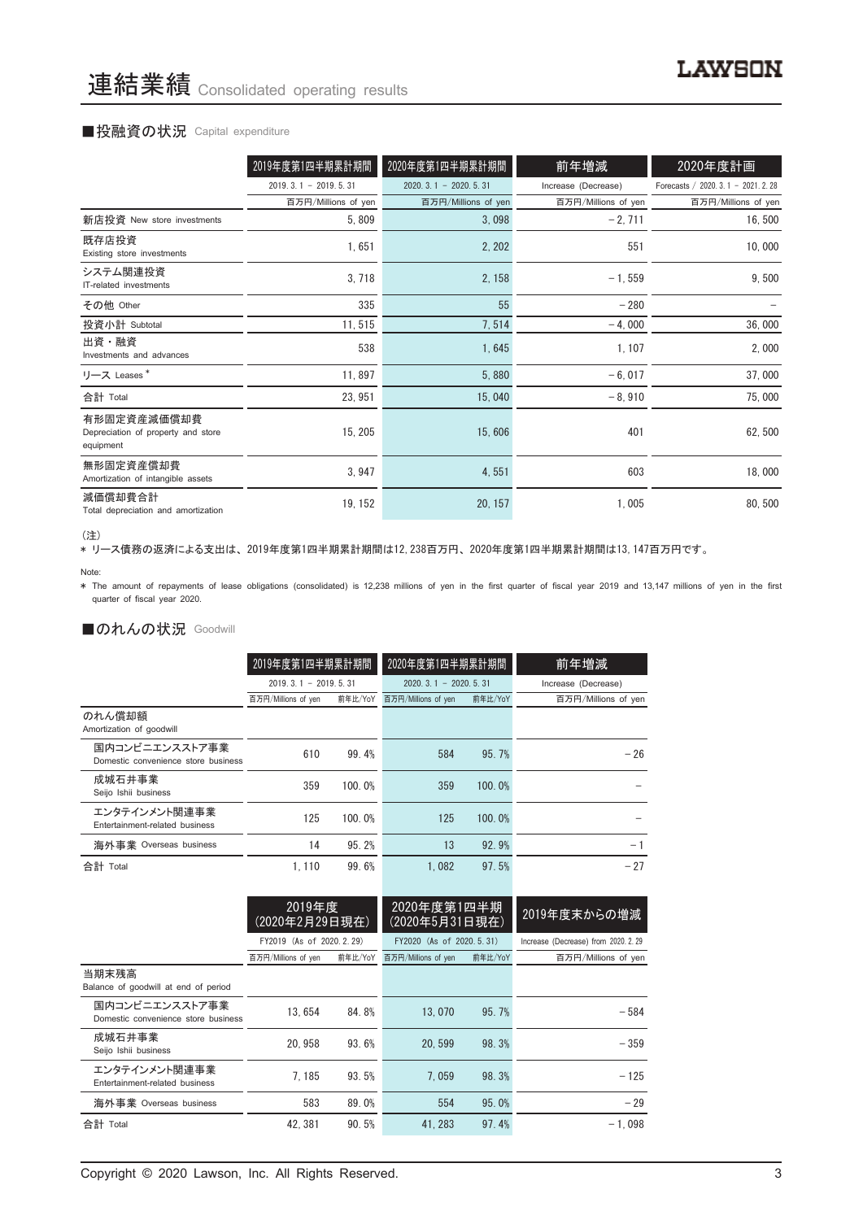# 連結業績 Consolidated operating results

## ■投融資の状況 Capital expenditure

| | 2019年度第1四半期累計期間 | 2020年度第1四半期累計期間 | 前年増減 | 2020年度計画 |
|---|---|---|---|---|
| | 2019. 3. 1 － 2019. 5. 31 | 2020. 3. 1 － 2020. 5. 31 | Increase (Decrease) | Forecasts / 2020. 3. 1 － 2021. 2. 28 |
| | 百万円/Millions of yen | 百万円/Millions of yen | 百万円/Millions of yen | 百万円/Millions of yen |
| 新店投資 New store investments | 5, 809 | 3, 098 | －2, 711 | 16, 500 |
| 既存店投資 Existing store investments | 1, 651 | 2, 202 | 551 | 10, 000 |
| システム関連投資 IT-related investments | 3, 718 | 2, 158 | －1, 559 | 9, 500 |
| その他 Other | 335 | 55 | －280 | － |
| 投資小計 Subtotal | 11, 515 | 7, 514 | －4, 000 | 36, 000 |
| 出資・融資 Investments and advances | 538 | 1, 645 | 1, 107 | 2, 000 |
| リース Leases * | 11, 897 | 5, 880 | －6, 017 | 37, 000 |
| 合計 Total | 23, 951 | 15, 040 | －8, 910 | 75, 000 |
| 有形固定資産減価償却費 Depreciation of property and store equipment | 15, 205 | 15, 606 | 401 | 62, 500 |
| 無形固定資産償却費 Amortization of intangible assets | 3, 947 | 4, 551 | 603 | 18, 000 |
| 減価償却費合計 Total depreciation and amortization | 19, 152 | 20, 157 | 1, 005 | 80, 500 |

(注)
* リース債務の返済による支出は、2019年度第1四半期累計期間は12, 238百万円、2020年度第1四半期累計期間は13, 147百万円です。

Note:
* The amount of repayments of lease obligations (consolidated) is 12,238 millions of yen in the first quarter of fiscal year 2019 and 13,147 millions of yen in the first quarter of fiscal year 2020.

## ■のれんの状況 Goodwill

| | 2019年度第1四半期累計期間 | | 2020年度第1四半期累計期間 | | 前年増減 |
|---|---|---|---|---|---|
| | 2019. 3. 1 － 2019. 5. 31 | | 2020. 3. 1 － 2020. 5. 31 | | Increase (Decrease) |
| | 百万円/Millions of yen | 前年比/YoY | 百万円/Millions of yen | 前年比/YoY | 百万円/Millions of yen |
| のれん償却額 Amortization of goodwill | | | | | |
| 国内コンビニエンスストア事業 Domestic convenience store business | 610 | 99. 4% | 584 | 95. 7% | －26 |
| 成城石井事業 Seijo Ishii business | 359 | 100. 0% | 359 | 100. 0% | － |
| エンタテインメント関連事業 Entertainment-related business | 125 | 100. 0% | 125 | 100. 0% | － |
| 海外事業 Overseas business | 14 | 95. 2% | 13 | 92. 9% | －1 |
| 合計 Total | 1, 110 | 99. 6% | 1, 082 | 97. 5% | －27 |

| | 2019年度 (2020年2月29日現在) | | 2020年度第1四半期 (2020年5月31日現在) | | 2019年度末からの増減 |
|---|---|---|---|---|---|
| | FY2019 (As of 2020. 2. 29) | | FY2020 (As of 2020. 5. 31) | | Increase (Decrease) from 2020. 2. 29 |
| | 百万円/Millions of yen | 前年比/YoY | 百万円/Millions of yen | 前年比/YoY | 百万円/Millions of yen |
| 当期末残高 Balance of goodwill at end of period | | | | | |
| 国内コンビニエンスストア事業 Domestic convenience store business | 13, 654 | 84. 8% | 13, 070 | 95. 7% | －584 |
| 成城石井事業 Seijo Ishii business | 20, 958 | 93. 6% | 20, 599 | 98. 3% | －359 |
| エンタテインメント関連事業 Entertainment-related business | 7, 185 | 93. 5% | 7, 059 | 98. 3% | －125 |
| 海外事業 Overseas business | 583 | 89. 0% | 554 | 95. 0% | －29 |
| 合計 Total | 42, 381 | 90. 5% | 41, 283 | 97. 4% | －1, 098 |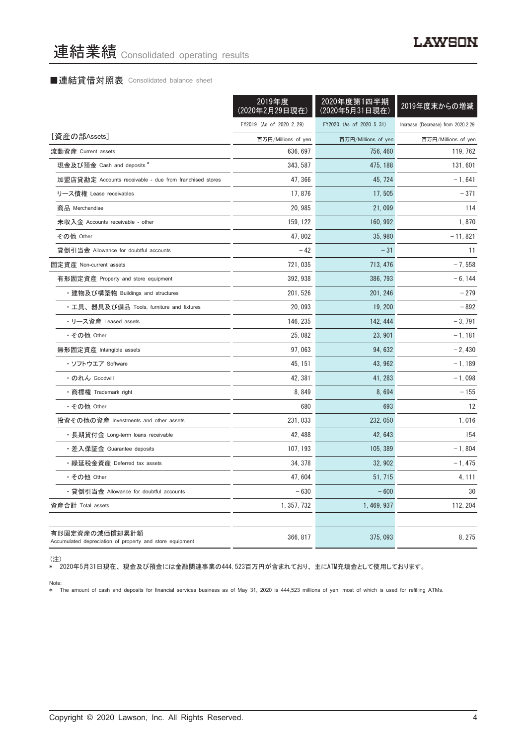# 連結業績 Consolidated operating results

## ■連結貸借対照表 Consolidated balance sheet

| | 2019年度（2020年2月29日現在） FY2019 (As of 2020.2.29) | 2020年度第1四半期（2020年5月31日現在） FY2020 (As of 2020.5.31) | 2019年度末からの増減 Increase (Decrease) from 2020.2.29 |
|---|---|---|---|
| ［資産の部Assets］ | 百万円/Millions of yen | 百万円/Millions of yen | 百万円/Millions of yen |
| 流動資産 Current assets | 636,697 | 756,460 | 119,762 |
| 現金及び預金 Cash and deposits * | 343,587 | 475,188 | 131,601 |
| 加盟店貸勘定 Accounts receivable - due from franchised stores | 47,366 | 45,724 | －1,641 |
| リース債権 Lease receivables | 17,876 | 17,505 | －371 |
| 商品 Merchandise | 20,985 | 21,099 | 114 |
| 未収入金 Accounts receivable - other | 159,122 | 160,992 | 1,870 |
| その他 Other | 47,802 | 35,980 | －11,821 |
| 貸倒引当金 Allowance for doubtful accounts | －42 | －31 | 11 |
| 固定資産 Non-current assets | 721,035 | 713,476 | －7,558 |
| 有形固定資産 Property and store equipment | 392,938 | 386,793 | －6,144 |
| ・建物及び構築物 Buildings and structures | 201,526 | 201,246 | －279 |
| ・工具、器具及び備品 Tools, furniture and fixtures | 20,093 | 19,200 | －892 |
| ・リース資産 Leased assets | 146,235 | 142,444 | －3,791 |
| ・その他 Other | 25,082 | 23,901 | －1,181 |
| 無形固定資産 Intangible assets | 97,063 | 94,632 | －2,430 |
| ・ソフトウエア Software | 45,151 | 43,962 | －1,189 |
| ・のれん Goodwill | 42,381 | 41,283 | －1,098 |
| ・商標権 Trademark right | 8,849 | 8,694 | －155 |
| ・その他 Other | 680 | 693 | 12 |
| 投資その他の資産 Investments and other assets | 231,033 | 232,050 | 1,016 |
| ・長期貸付金 Long-term loans receivable | 42,488 | 42,643 | 154 |
| ・差入保証金 Guarantee deposits | 107,193 | 105,389 | －1,804 |
| ・繰延税金資産 Deferred tax assets | 34,378 | 32,902 | －1,475 |
| ・その他 Other | 47,604 | 51,715 | 4,111 |
| ・貸倒引当金 Allowance for doubtful accounts | －630 | －600 | 30 |
| 資産合計 Total assets | 1,357,732 | 1,469,937 | 112,204 |
| | | | |
| 有形固定資産の減価償却累計額 Accumulated depreciation of property and store equipment | 366,817 | 375,093 | 8,275 |

（注）
＊ 2020年5月31日現在、現金及び預金には金融関連事業の444,523百万円が含まれており、主にATM充填金として使用しております。

Note:
＊ The amount of cash and deposits for financial services business as of May 31, 2020 is 444,523 millions of yen, most of which is used for refilling ATMs.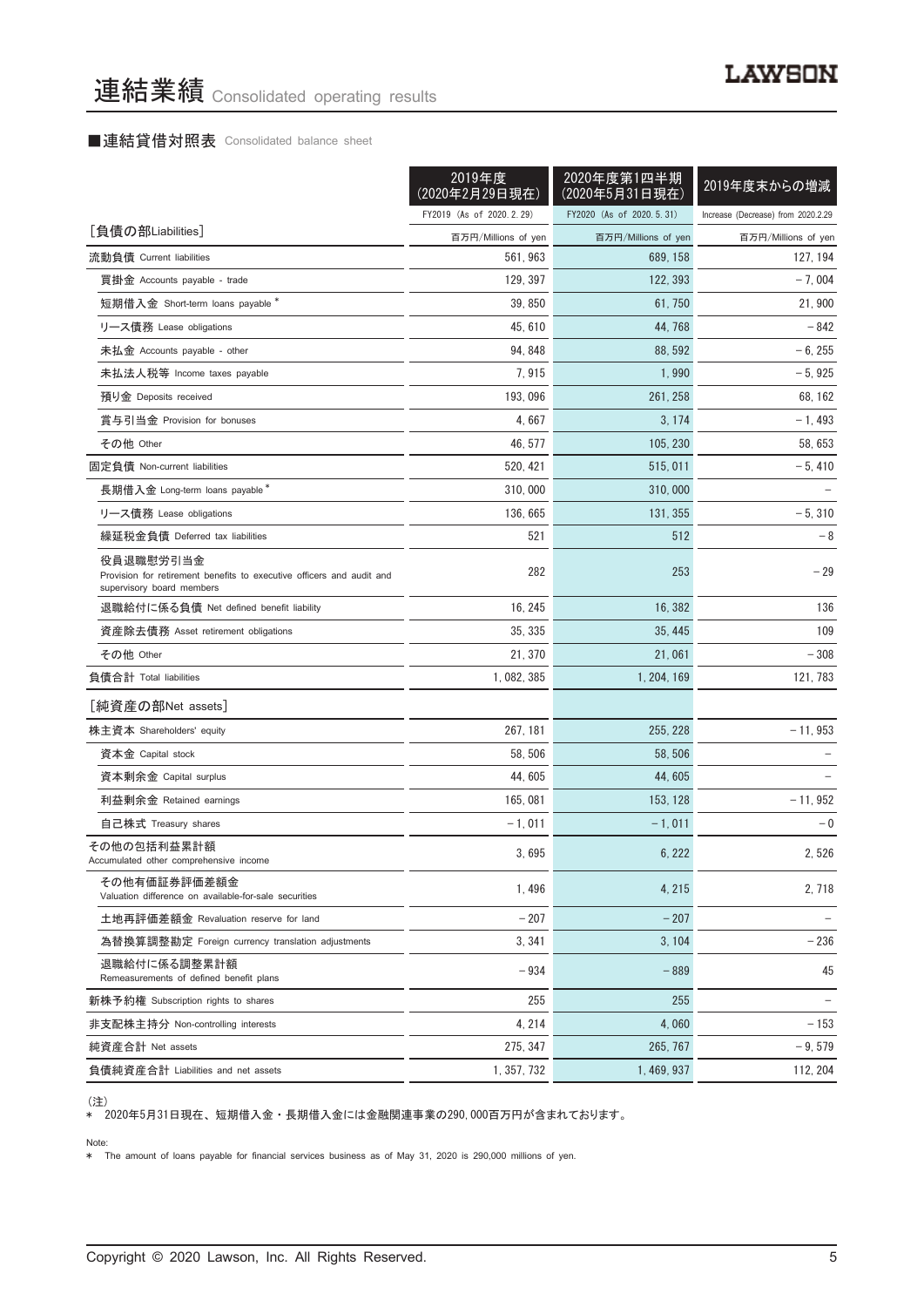# 連結業績 Consolidated operating results

## ■連結貸借対照表 Consolidated balance sheet

| | 2019年度(2020年2月29日現在) FY2019 (As of 2020.2.29) | 2020年度第1四半期(2020年5月31日現在) FY2020 (As of 2020.5.31) | 2019年度末からの増減 Increase (Decrease) from 2020.2.29 |
|---|---|---|---|
| [負債の部Liabilities] | 百万円/Millions of yen | 百万円/Millions of yen | 百万円/Millions of yen |
| 流動負債 Current liabilities | 561,963 | 689,158 | 127,194 |
| 買掛金 Accounts payable - trade | 129,397 | 122,393 | －7,004 |
| 短期借入金 Short-term loans payable * | 39,850 | 61,750 | 21,900 |
| リース債務 Lease obligations | 45,610 | 44,768 | －842 |
| 未払金 Accounts payable - other | 94,848 | 88,592 | －6,255 |
| 未払法人税等 Income taxes payable | 7,915 | 1,990 | －5,925 |
| 預り金 Deposits received | 193,096 | 261,258 | 68,162 |
| 賞与引当金 Provision for bonuses | 4,667 | 3,174 | －1,493 |
| その他 Other | 46,577 | 105,230 | 58,653 |
| 固定負債 Non-current liabilities | 520,421 | 515,011 | －5,410 |
| 長期借入金 Long-term loans payable * | 310,000 | 310,000 | － |
| リース債務 Lease obligations | 136,665 | 131,355 | －5,310 |
| 繰延税金負債 Deferred tax liabilities | 521 | 512 | －8 |
| 役員退職慰労引当金 Provision for retirement benefits to executive officers and audit and supervisory board members | 282 | 253 | －29 |
| 退職給付に係る負債 Net defined benefit liability | 16,245 | 16,382 | 136 |
| 資産除去債務 Asset retirement obligations | 35,335 | 35,445 | 109 |
| その他 Other | 21,370 | 21,061 | －308 |
| 負債合計 Total liabilities | 1,082,385 | 1,204,169 | 121,783 |
| [純資産の部Net assets] | | | |
| 株主資本 Shareholders' equity | 267,181 | 255,228 | －11,953 |
| 資本金 Capital stock | 58,506 | 58,506 | － |
| 資本剰余金 Capital surplus | 44,605 | 44,605 | － |
| 利益剰余金 Retained earnings | 165,081 | 153,128 | －11,952 |
| 自己株式 Treasury shares | －1,011 | －1,011 | －0 |
| その他の包括利益累計額 Accumulated other comprehensive income | 3,695 | 6,222 | 2,526 |
| その他有価証券評価差額金 Valuation difference on available-for-sale securities | 1,496 | 4,215 | 2,718 |
| 土地再評価差額金 Revaluation reserve for land | －207 | －207 | － |
| 為替換算調整勘定 Foreign currency translation adjustments | 3,341 | 3,104 | －236 |
| 退職給付に係る調整累計額 Remeasurements of defined benefit plans | －934 | －889 | 45 |
| 新株予約権 Subscription rights to shares | 255 | 255 | － |
| 非支配株主持分 Non-controlling interests | 4,214 | 4,060 | －153 |
| 純資産合計 Net assets | 275,347 | 265,767 | －9,579 |
| 負債純資産合計 Liabilities and net assets | 1,357,732 | 1,469,937 | 112,204 |

(注)
* 2020年5月31日現在、短期借入金・長期借入金には金融関連事業の290,000百万円が含まれております。

Note:
* The amount of loans payable for financial services business as of May 31, 2020 is 290,000 millions of yen.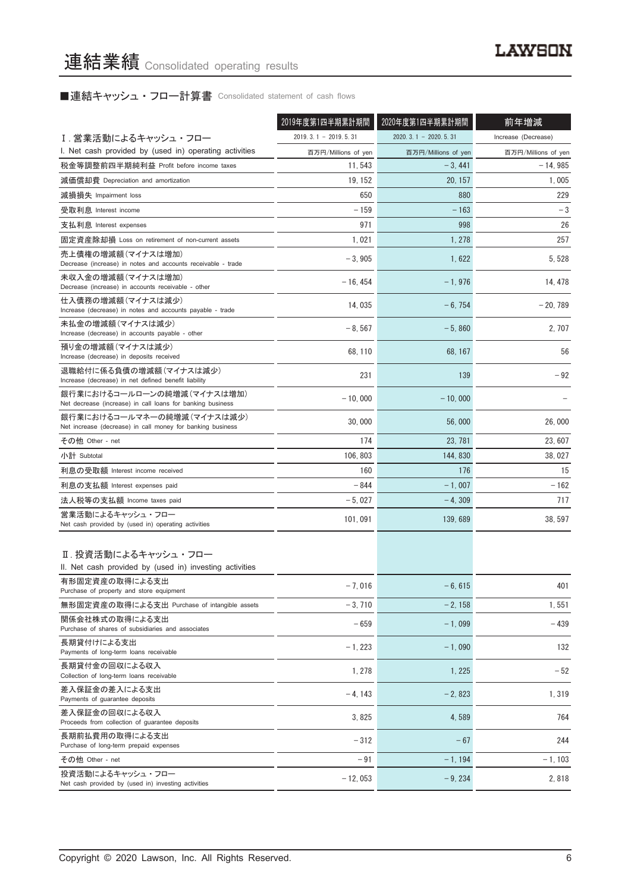# 連結業績 Consolidated operating results

## ■連結キャッシュ・フロー計算書 Consolidated statement of cash flows

| | 2019年度第1四半期累計期間 | 2020年度第1四半期累計期間 | 前年増減 |
|---|---|---|---|
| Ⅰ. 営業活動によるキャッシュ・フロー<br>I. Net cash provided by (used in) operating activities | 2019. 3. 1 – 2019. 5. 31<br>百万円/Millions of yen | 2020. 3. 1 – 2020. 5. 31<br>百万円/Millions of yen | Increase (Decrease)<br>百万円/Millions of yen |
| 税金等調整前四半期純利益 Profit before income taxes | 11, 543 | – 3, 441 | – 14, 985 |
| 減価償却費 Depreciation and amortization | 19, 152 | 20, 157 | 1, 005 |
| 減損損失 Impairment loss | 650 | 880 | 229 |
| 受取利息 Interest income | – 159 | – 163 | – 3 |
| 支払利息 Interest expenses | 971 | 998 | 26 |
| 固定資産除却損 Loss on retirement of non-current assets | 1, 021 | 1, 278 | 257 |
| 売上債権の増減額（マイナスは増加）<br>Decrease (increase) in notes and accounts receivable - trade | – 3, 905 | 1, 622 | 5, 528 |
| 未収入金の増減額（マイナスは増加）<br>Decrease (increase) in accounts receivable - other | – 16, 454 | – 1, 976 | 14, 478 |
| 仕入債務の増減額（マイナスは減少）<br>Increase (decrease) in notes and accounts payable - trade | 14, 035 | – 6, 754 | – 20, 789 |
| 未払金の増減額（マイナスは減少）<br>Increase (decrease) in accounts payable - other | – 8, 567 | – 5, 860 | 2, 707 |
| 預り金の増減額（マイナスは減少）<br>Increase (decrease) in deposits received | 68, 110 | 68, 167 | 56 |
| 退職給付に係る負債の増減額（マイナスは減少）<br>Increase (decrease) in net defined benefit liability | 231 | 139 | – 92 |
| 銀行業におけるコールローンの純増減（マイナスは増加）<br>Net decrease (increase) in call loans for banking business | – 10, 000 | – 10, 000 | – |
| 銀行業におけるコールマネーの純増減（マイナスは減少）<br>Net increase (decrease) in call money for banking business | 30, 000 | 56, 000 | 26, 000 |
| その他 Other - net | 174 | 23, 781 | 23, 607 |
| 小計 Subtotal | 106, 803 | 144, 830 | 38, 027 |
| 利息の受取額 Interest income received | 160 | 176 | 15 |
| 利息の支払額 Interest expenses paid | – 844 | – 1, 007 | – 162 |
| 法人税等の支払額 Income taxes paid | – 5, 027 | – 4, 309 | 717 |
| 営業活動によるキャッシュ・フロー<br>Net cash provided by (used in) operating activities | 101, 091 | 139, 689 | 38, 597 |
| Ⅱ. 投資活動によるキャッシュ・フロー<br>II. Net cash provided by (used in) investing activities | | | |
| 有形固定資産の取得による支出<br>Purchase of property and store equipment | – 7, 016 | – 6, 615 | 401 |
| 無形固定資産の取得による支出 Purchase of intangible assets | – 3, 710 | – 2, 158 | 1, 551 |
| 関係会社株式の取得による支出<br>Purchase of shares of subsidiaries and associates | – 659 | – 1, 099 | – 439 |
| 長期貸付けによる支出<br>Payments of long-term loans receivable | – 1, 223 | – 1, 090 | 132 |
| 長期貸付金の回収による収入<br>Collection of long-term loans receivable | 1, 278 | 1, 225 | – 52 |
| 差入保証金の差入による支出<br>Payments of guarantee deposits | – 4, 143 | – 2, 823 | 1, 319 |
| 差入保証金の回収による収入<br>Proceeds from collection of guarantee deposits | 3, 825 | 4, 589 | 764 |
| 長期前払費用の取得による支出<br>Purchase of long-term prepaid expenses | – 312 | – 67 | 244 |
| その他 Other - net | – 91 | – 1, 194 | – 1, 103 |
| 投資活動によるキャッシュ・フロー<br>Net cash provided by (used in) investing activities | – 12, 053 | – 9, 234 | 2, 818 |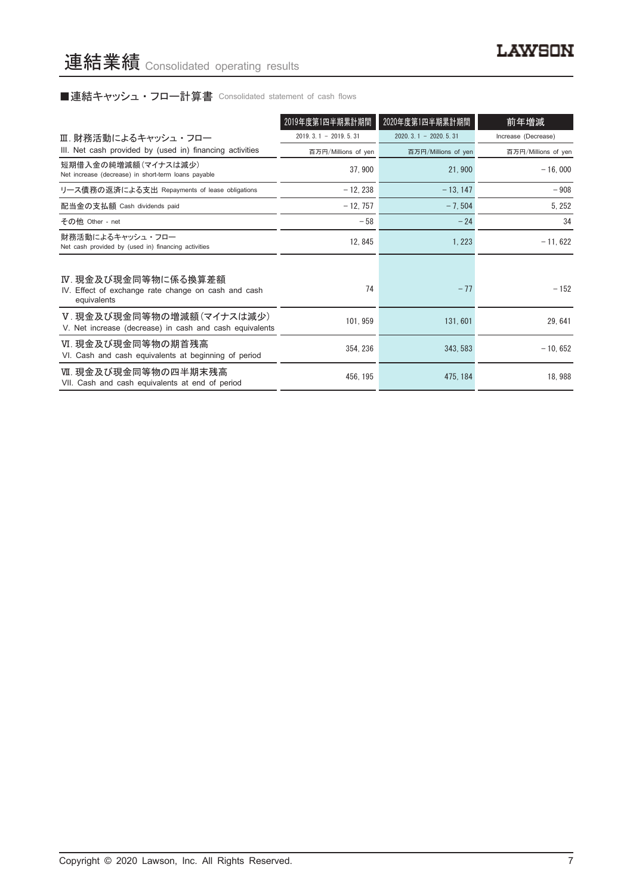# 連結業績 Consolidated operating results

## ■連結キャッシュ・フロー計算書 Consolidated statement of cash flows

| | 2019年度第1四半期累計期間 | 2020年度第1四半期累計期間 | 前年増減 |
|---|---|---|---|
| Ⅲ. 財務活動によるキャッシュ・フロー<br>III. Net cash provided by (used in) financing activities | 2019. 3. 1 － 2019. 5. 31<br>百万円/Millions of yen | 2020. 3. 1 － 2020. 5. 31<br>百万円/Millions of yen | Increase (Decrease)<br>百万円/Millions of yen |
| 短期借入金の純増減額(マイナスは減少)<br>Net increase (decrease) in short-term loans payable | 37, 900 | 21, 900 | －16, 000 |
| リース債務の返済による支出 Repayments of lease obligations | －12, 238 | －13, 147 | －908 |
| 配当金の支払額 Cash dividends paid | －12, 757 | －7, 504 | 5, 252 |
| その他 Other - net | －58 | －24 | 34 |
| 財務活動によるキャッシュ・フロー<br>Net cash provided by (used in) financing activities | 12, 845 | 1, 223 | －11, 622 |
| Ⅳ. 現金及び現金同等物に係る換算差額<br>IV. Effect of exchange rate change on cash and cash equivalents | 74 | －77 | －152 |
| Ⅴ. 現金及び現金同等物の増減額(マイナスは減少)<br>V. Net increase (decrease) in cash and cash equivalents | 101, 959 | 131, 601 | 29, 641 |
| Ⅵ. 現金及び現金同等物の期首残高<br>VI. Cash and cash equivalents at beginning of period | 354, 236 | 343, 583 | －10, 652 |
| Ⅶ. 現金及び現金同等物の四半期末残高<br>VII. Cash and cash equivalents at end of period | 456, 195 | 475, 184 | 18, 988 |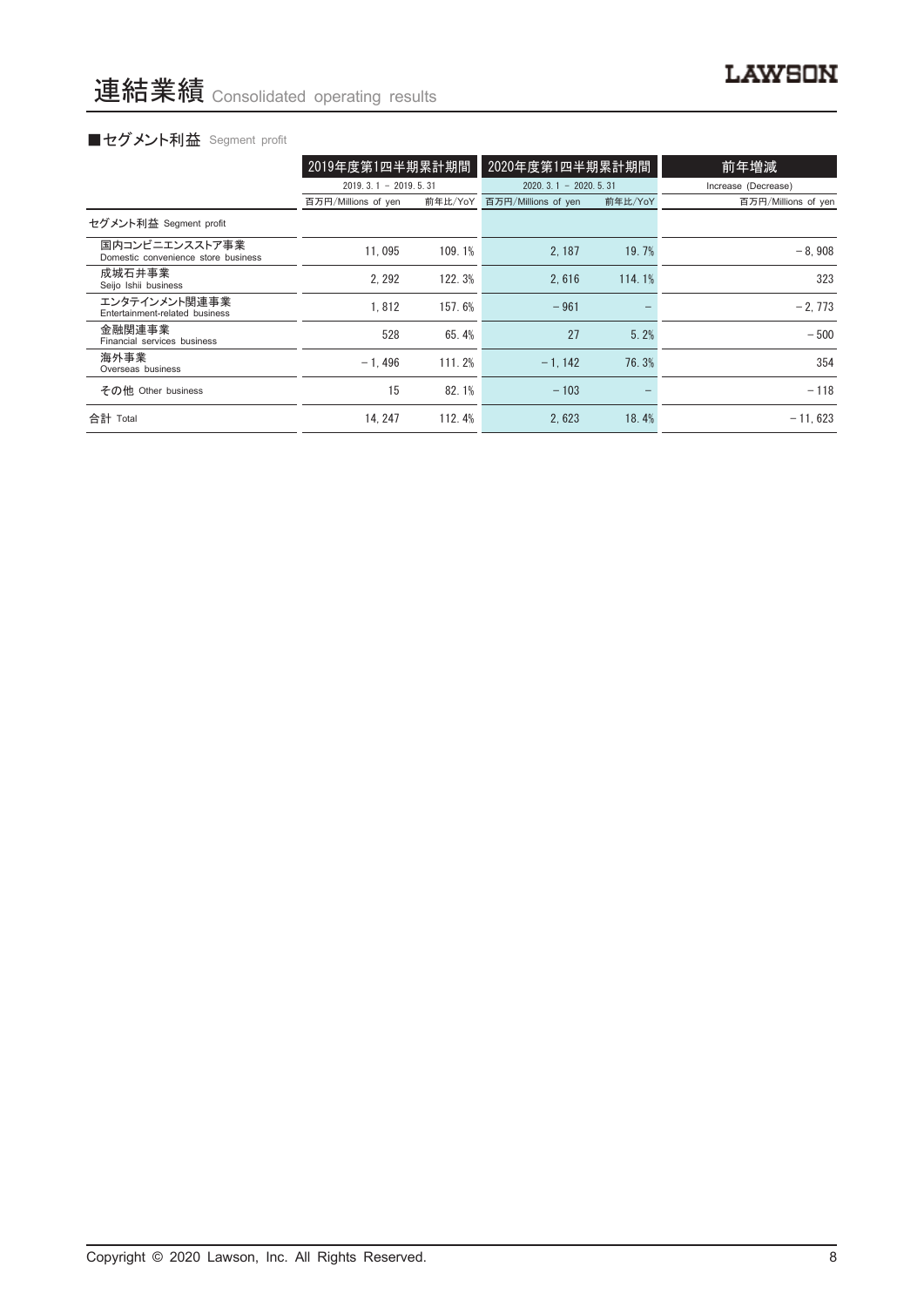# 連結業績 Consolidated operating results

■セグメント利益 Segment profit

| | 2019年度第1四半期累計期間 | | 2020年度第1四半期累計期間 | | 前年増減 |
|---|---|---|---|---|---|
| | 2019. 3. 1 － 2019. 5. 31 | | 2020. 3. 1 － 2020. 5. 31 | | Increase (Decrease) |
| | 百万円/Millions of yen | 前年比/YoY | 百万円/Millions of yen | 前年比/YoY | 百万円/Millions of yen |
| セグメント利益 Segment profit | | | | | |
| 国内コンビニエンスストア事業 Domestic convenience store business | 11, 095 | 109. 1% | 2, 187 | 19. 7% | －8, 908 |
| 成城石井事業 Seijo Ishii business | 2, 292 | 122. 3% | 2, 616 | 114. 1% | 323 |
| エンタテインメント関連事業 Entertainment-related business | 1, 812 | 157. 6% | －961 | － | －2, 773 |
| 金融関連事業 Financial services business | 528 | 65. 4% | 27 | 5. 2% | －500 |
| 海外事業 Overseas business | －1, 496 | 111. 2% | －1, 142 | 76. 3% | 354 |
| その他 Other business | 15 | 82. 1% | －103 | － | －118 |
| 合計 Total | 14, 247 | 112. 4% | 2, 623 | 18. 4% | －11, 623 |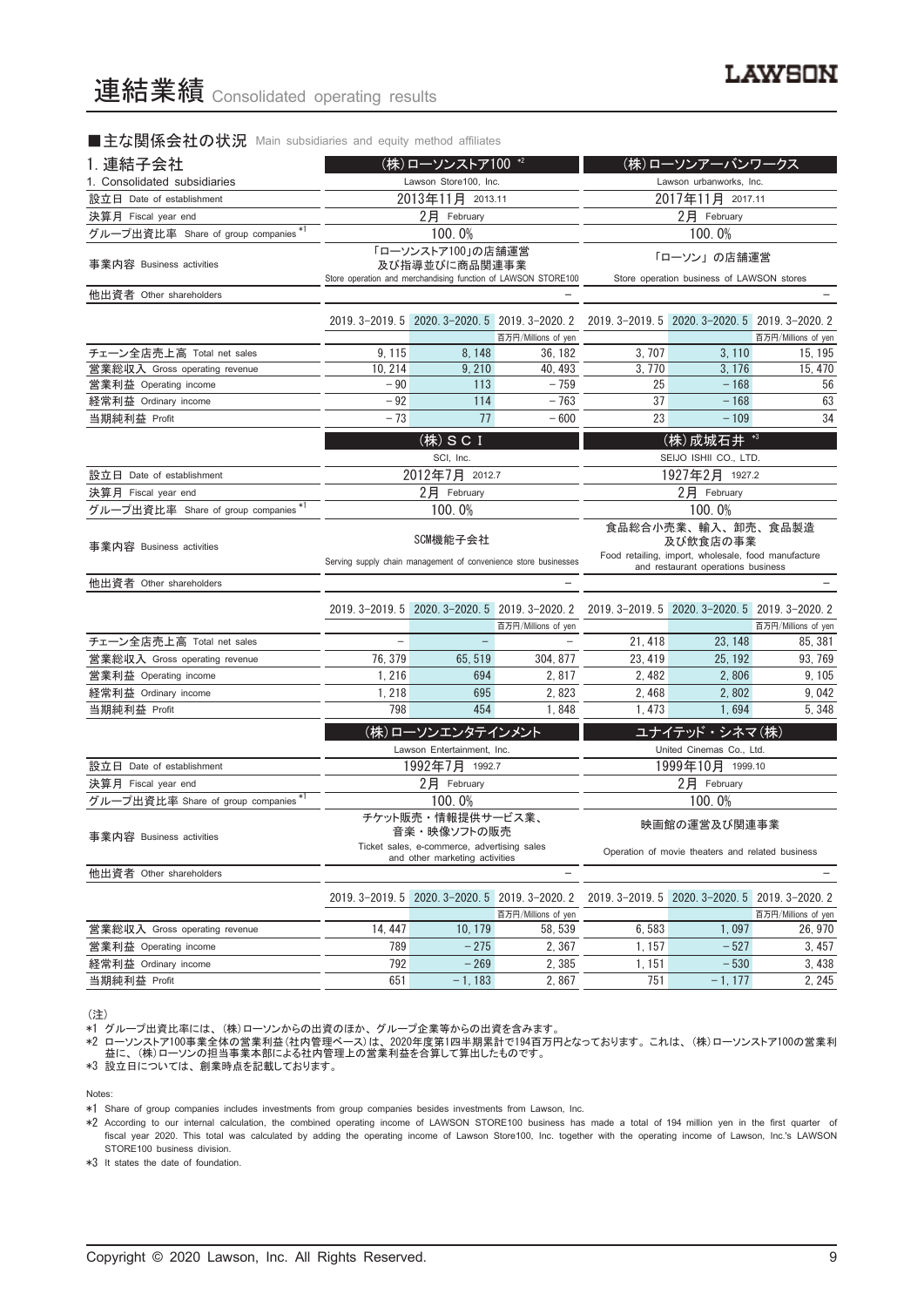# 連結業績 Consolidated operating results

## ■主な関係会社の状況 Main subsidiaries and equity method affiliates

### 1. 連結子会社 1. Consolidated subsidiaries

| | (株)ローソンストア100 *2 Lawson Store100, Inc. | | | (株)ローソンアーバンワークス Lawson urbanworks, Inc. | | |
|---|---|---|---|---|---|---|
| 設立日 Date of establishment | 2013年11月 2013.11 | | | 2017年11月 2017.11 | | |
| 決算月 Fiscal year end | 2月 February | | | 2月 February | | |
| グループ出資比率 Share of group companies *1 | 100.0% | | | 100.0% | | |
| 事業内容 Business activities | 「ローソンストア100」の店舗運営及び指導並びに商品関連事業 Store operation and merchandising function of LAWSON STORE100 | | | 「ローソン」の店舗運営 Store operation business of LAWSON stores | | |
| 他出資者 Other shareholders | − | | | − | | |
| | 2019.3-2019.5 | 2020.3-2020.5 | 2019.3-2020.2 百万円/Millions of yen | 2019.3-2019.5 | 2020.3-2020.5 | 2019.3-2020.2 百万円/Millions of yen |
| チェーン全店売上高 Total net sales | 9,115 | 8,148 | 36,182 | 3,707 | 3,110 | 15,195 |
| 営業総収入 Gross operating revenue | 10,214 | 9,210 | 40,493 | 3,770 | 3,176 | 15,470 |
| 営業利益 Operating income | −90 | 113 | −759 | 25 | −168 | 56 |
| 経常利益 Ordinary income | −92 | 114 | −763 | 37 | −168 | 63 |
| 当期純利益 Profit | −73 | 77 | −600 | 23 | −109 | 34 |

| | (株)SCI SCI, Inc. | | | (株)成城石井 *3 SEIJO ISHII CO., LTD. | | |
|---|---|---|---|---|---|---|
| 設立日 Date of establishment | 2012年7月 2012.7 | | | 1927年2月 1927.2 | | |
| 決算月 Fiscal year end | 2月 February | | | 2月 February | | |
| グループ出資比率 Share of group companies *1 | 100.0% | | | 100.0% | | |
| 事業内容 Business activities | SCM機能子会社 Serving supply chain management of convenience store businesses | | | 食品総合小売業、輸入、卸売、食品製造及び飲食店の事業 Food retailing, import, wholesale, food manufacture and restaurant operations business | | |
| 他出資者 Other shareholders | − | | | − | | |
| | 2019.3-2019.5 | 2020.3-2020.5 | 2019.3-2020.2 百万円/Millions of yen | 2019.3-2019.5 | 2020.3-2020.5 | 2019.3-2020.2 百万円/Millions of yen |
| チェーン全店売上高 Total net sales | − | − | − | 21,418 | 23,148 | 85,381 |
| 営業総収入 Gross operating revenue | 76,379 | 65,519 | 304,877 | 23,419 | 25,192 | 93,769 |
| 営業利益 Operating income | 1,216 | 694 | 2,817 | 2,482 | 2,806 | 9,105 |
| 経常利益 Ordinary income | 1,218 | 695 | 2,823 | 2,468 | 2,802 | 9,042 |
| 当期純利益 Profit | 798 | 454 | 1,848 | 1,473 | 1,694 | 5,348 |

| | (株)ローソンエンタテインメント Lawson Entertainment, Inc. | | | ユナイテッド・シネマ(株) United Cinemas Co., Ltd. | | |
|---|---|---|---|---|---|---|
| 設立日 Date of establishment | 1992年7月 1992.7 | | | 1999年10月 1999.10 | | |
| 決算月 Fiscal year end | 2月 February | | | 2月 February | | |
| グループ出資比率 Share of group companies *1 | 100.0% | | | 100.0% | | |
| 事業内容 Business activities | チケット販売・情報提供サービス業、音楽・映像ソフトの販売 Ticket sales, e-commerce, advertising sales and other marketing activities | | | 映画館の運営及び関連事業 Operation of movie theaters and related business | | |
| 他出資者 Other shareholders | − | | | − | | |
| | 2019.3-2019.5 | 2020.3-2020.5 | 2019.3-2020.2 百万円/Millions of yen | 2019.3-2019.5 | 2020.3-2020.5 | 2019.3-2020.2 百万円/Millions of yen |
| 営業総収入 Gross operating revenue | 14,447 | 10,179 | 58,539 | 6,583 | 1,097 | 26,970 |
| 営業利益 Operating income | 789 | −275 | 2,367 | 1,157 | −527 | 3,457 |
| 経常利益 Ordinary income | 792 | −269 | 2,385 | 1,151 | −530 | 3,438 |
| 当期純利益 Profit | 651 | −1,183 | 2,867 | 751 | −1,177 | 2,245 |

(注)

*1 グループ出資比率には、(株)ローソンからの出資のほか、グループ企業等からの出資を含みます。

*2 ローソンストア100事業全体の営業利益(社内管理ベース)は、2020年度第1四半期累計で194百万円となっております。これは、(株)ローソンストア100の営業利益に、(株)ローソンの担当事業本部による社内管理上の営業利益を合算して算出したものです。

*3 設立日については、創業時点を記載しております。

Notes:

*1 Share of group companies includes investments from group companies besides investments from Lawson, Inc.

*2 According to our internal calculation, the combined operating income of LAWSON STORE100 business has made a total of 194 million yen in the first quarter of fiscal year 2020. This total was calculated by adding the operating income of Lawson Store100, Inc. together with the operating income of Lawson, Inc.'s LAWSON STORE100 business division.

*3 It states the date of foundation.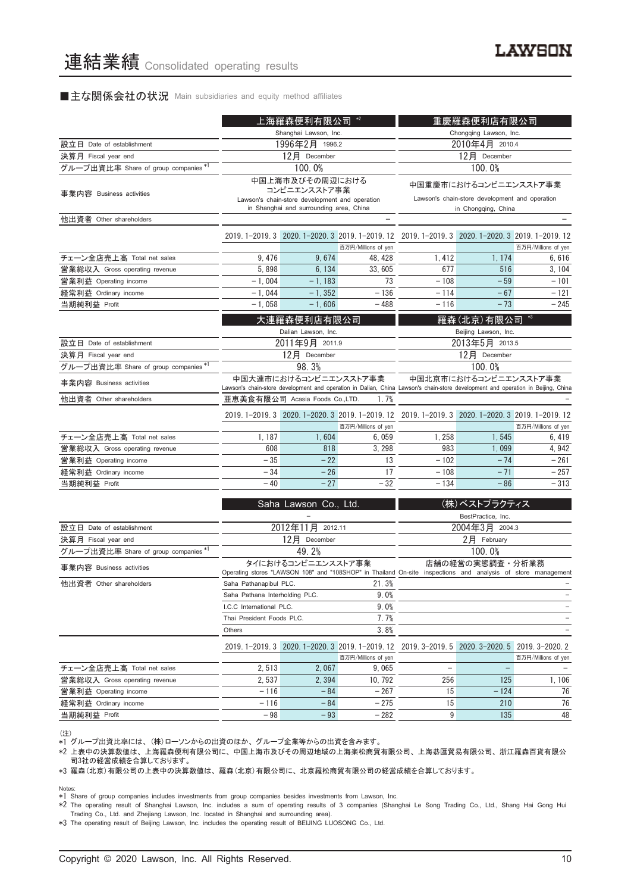# 連結業績 Consolidated operating results

## ■主な関係会社の状況 Main subsidiaries and equity method affiliates

| | 上海羅森便利有限公司 *2 | | | 重慶羅森便利店有限公司 | | |
|---|---|---|---|---|---|---|
| | Shanghai Lawson, Inc. | | | Chongqing Lawson, Inc. | | |
| 設立日 Date of establishment | 1996年2月 1996.2 | | | 2010年4月 2010.4 | | |
| 決算月 Fiscal year end | 12月 December | | | 12月 December | | |
| グループ出資比率 Share of group companies *1 | 100.0% | | | 100.0% | | |
| 事業内容 Business activities | 中国上海市及びその周辺における コンビニエンスストア事業 Lawson's chain-store development and operation in Shanghai and surrounding area, China | | | 中国重慶市におけるコンビニエンスストア事業 Lawson's chain-store development and operation in Chongqing, China | | |
| 他出資者 Other shareholders | | | − | | | − |
| | 2019.1-2019.3 | 2020.1-2020.3 | 2019.1-2019.12 | 2019.1-2019.3 | 2020.1-2020.3 | 2019.1-2019.12 |
| | | | 百万円/Millions of yen | | | 百万円/Millions of yen |
| チェーン全店売上高 Total net sales | 9,476 | 9,674 | 48,428 | 1,412 | 1,174 | 6,616 |
| 営業総収入 Gross operating revenue | 5,898 | 6,134 | 33,605 | 677 | 516 | 3,104 |
| 営業利益 Operating income | −1,004 | −1,183 | 73 | −108 | −59 | −101 |
| 経常利益 Ordinary income | −1,044 | −1,352 | −136 | −114 | −67 | −121 |
| 当期純利益 Profit | −1,058 | −1,606 | −488 | −116 | −73 | −245 |

| | 大連羅森便利店有限公司 | | | 羅森(北京)有限公司 *3 | | |
|---|---|---|---|---|---|---|
| | Dalian Lawson, Inc. | | | Beijing Lawson, Inc. | | |
| 設立日 Date of establishment | 2011年9月 2011.9 | | | 2013年5月 2013.5 | | |
| 決算月 Fiscal year end | 12月 December | | | 12月 December | | |
| グループ出資比率 Share of group companies *1 | 98.3% | | | 100.0% | | |
| 事業内容 Business activities | 中国大連市におけるコンビニエンスストア事業 Lawson's chain-store development and operation in Dalian, China | | | 中国北京市におけるコンビニエンスストア事業 Lawson's chain-store development and operation in Beijing, China | | |
| 他出資者 Other shareholders | 亜恵美食有限公司 Acasia Foods Co.,LTD. | | 1.7% | | | − |
| | 2019.1-2019.3 | 2020.1-2020.3 | 2019.1-2019.12 | 2019.1-2019.3 | 2020.1-2020.3 | 2019.1-2019.12 |
| | | | 百万円/Millions of yen | | | 百万円/Millions of yen |
| チェーン全店売上高 Total net sales | 1,187 | 1,604 | 6,059 | 1,258 | 1,545 | 6,419 |
| 営業総収入 Gross operating revenue | 608 | 818 | 3,298 | 983 | 1,099 | 4,942 |
| 営業利益 Operating income | −35 | −22 | 13 | −102 | −74 | −261 |
| 経常利益 Ordinary income | −34 | −26 | 17 | −108 | −71 | −257 |
| 当期純利益 Profit | −40 | −27 | −32 | −134 | −86 | −313 |

| | Saha Lawson Co., Ltd. | | | (株)ベストプラクティス | | |
|---|---|---|---|---|---|---|
| | − | | | BestPractice, Inc. | | |
| 設立日 Date of establishment | 2012年11月 2012.11 | | | 2004年3月 2004.3 | | |
| 決算月 Fiscal year end | 12月 December | | | 2月 February | | |
| グループ出資比率 Share of group companies *1 | 49.2% | | | 100.0% | | |
| 事業内容 Business activities | タイにおけるコンビニエンスストア事業 Operating stores "LAWSON 108" and "108SHOP" in Thailand | | | 店舗の経営の実態調査・分析業務 On-site inspections and analysis of store management | | |
| 他出資者 Other shareholders | Saha Pathanapibul PLC. | | 21.3% | | | − |
| | Saha Pathana Interholding PLC. | | 9.0% | | | − |
| | I.C.C International PLC. | | 9.0% | | | − |
| | Thai President Foods PLC. | | 7.7% | | | − |
| | Others | | 3.8% | | | − |
| | 2019.1-2019.3 | 2020.1-2020.3 | 2019.1-2019.12 | 2019.3-2019.5 | 2020.3-2020.5 | 2019.3-2020.2 |
| | | | 百万円/Millions of yen | | | 百万円/Millions of yen |
| チェーン全店売上高 Total net sales | 2,513 | 2,067 | 9,065 | − | − | − |
| 営業総収入 Gross operating revenue | 2,537 | 2,394 | 10,792 | 256 | 125 | 1,106 |
| 営業利益 Operating income | −116 | −84 | −267 | 15 | −124 | 76 |
| 経常利益 Ordinary income | −116 | −84 | −275 | 15 | 210 | 76 |
| 当期純利益 Profit | −98 | −93 | −282 | 9 | 135 | 48 |

(注)
*1 グループ出資比率には、(株)ローソンからの出資のほか、グループ企業等からの出資を含みます。
*2 上表中の決算数値は、上海羅森便利有限公司に、中国上海市及びその周辺地域の上海楽松商貿有限公司、上海恭匯貿易有限公司、浙江羅森百貨有限公司3社の経営成績を合算しております。
*3 羅森(北京)有限公司の上表中の決算数値は、羅森(北京)有限公司に、北京羅松商貿有限公司の経営成績を合算しております。

Notes:
*1 Share of group companies includes investments from group companies besides investments from Lawson, Inc.
*2 The operating result of Shanghai Lawson, Inc. includes a sum of operating results of 3 companies (Shanghai Le Song Trading Co., Ltd., Shang Hai Gong Hui Trading Co., Ltd. and Zhejiang Lawson, Inc. located in Shanghai and surrounding area).
*3 The operating result of Beijing Lawson, Inc. includes the operating result of BEIJING LUOSONG Co., Ltd.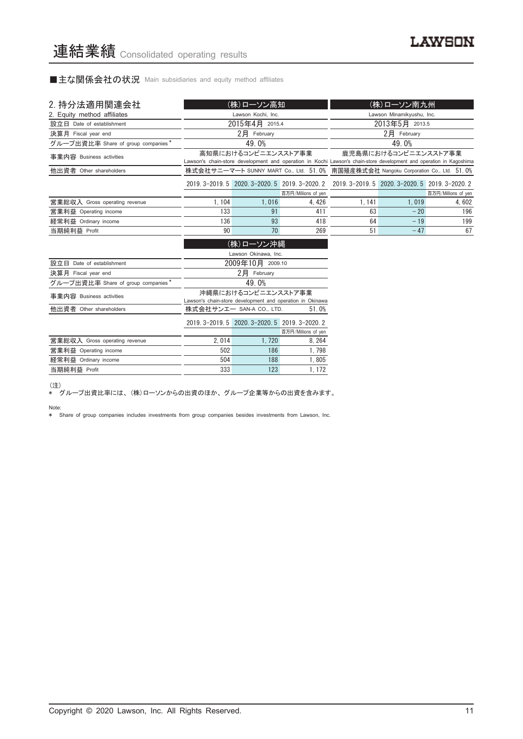# 連結業績 Consolidated operating results

## ■主な関係会社の状況 Main subsidiaries and equity method affiliates

| 2. 持分法適用関連会社<br>2. Equity method affiliates | (株)ローソン高知<br>Lawson Kochi, Inc. | | | (株)ローソン南九州<br>Lawson Minamikyushu, Inc. | | |
|---|---|---|---|---|---|---|
| 設立日 Date of establishment | 2015年4月 2015.4 | | | 2013年5月 2013.5 | | |
| 決算月 Fiscal year end | 2月 February | | | 2月 February | | |
| グループ出資比率 Share of group companies * | 49.0% | | | 49.0% | | |
| 事業内容 Business activities | 高知県におけるコンビニエンスストア事業<br>Lawson's chain-store development and operation in Kochi | | | 鹿児島県におけるコンビニエンスストア事業<br>Lawson's chain-store development and operation in Kagoshima | | |
| 他出資者 Other shareholders | 株式会社サニーマート SUNNY MART Co., Ltd. 51.0% | | | 南国殖産株式会社 Nangoku Corporation Co., Ltd. 51.0% | | |
| | 2019.3-2019.5 | 2020.3-2020.5 | 2019.3-2020.2 | 2019.3-2019.5 | 2020.3-2020.5 | 2019.3-2020.2 |
| | | | 百万円/Millions of yen | | | 百万円/Millions of yen |
| 営業総収入 Gross operating revenue | 1,104 | 1,016 | 4,426 | 1,141 | 1,019 | 4,602 |
| 営業利益 Operating income | 133 | 91 | 411 | 63 | −20 | 196 |
| 経常利益 Ordinary income | 136 | 93 | 418 | 64 | −19 | 199 |
| 当期純利益 Profit | 90 | 70 | 269 | 51 | −47 | 67 |

| | (株)ローソン沖縄<br>Lawson Okinawa, Inc. | | |
|---|---|---|---|
| 設立日 Date of establishment | 2009年10月 2009.10 | | |
| 決算月 Fiscal year end | 2月 February | | |
| グループ出資比率 Share of group companies * | 49.0% | | |
| 事業内容 Business activities | 沖縄県におけるコンビニエンスストア事業<br>Lawson's chain-store development and operation in Okinawa | | |
| 他出資者 Other shareholders | 株式会社サンエー SAN-A CO., LTD. 51.0% | | |
| | 2019.3-2019.5 | 2020.3-2020.5 | 2019.3-2020.2 |
| | | | 百万円/Millions of yen |
| 営業総収入 Gross operating revenue | 2,014 | 1,720 | 8,264 |
| 営業利益 Operating income | 502 | 186 | 1,798 |
| 経常利益 Ordinary income | 504 | 188 | 1,805 |
| 当期純利益 Profit | 333 | 123 | 1,172 |

(注)
* グループ出資比率には、(株)ローソンからの出資のほか、グループ企業等からの出資を含みます。

Note:
* Share of group companies includes investments from group companies besides investments from Lawson, Inc.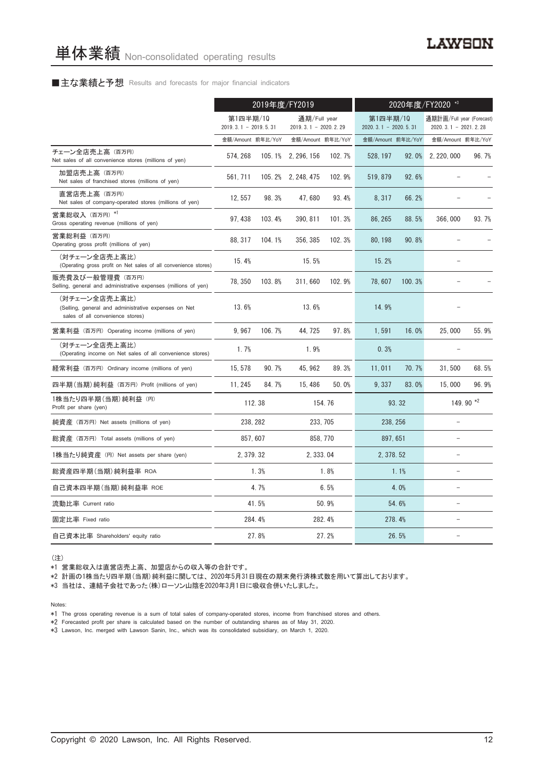# 単体業績 Non-consolidated operating results

■主な業績と予想 Results and forecasts for major financial indicators

| | 2019年度/FY2019 | | | | 2020年度/FY2020 *3 | | | |
|---|---|---|---|---|---|---|---|---|
| | 第1四半期/1Q<br>2019. 3. 1 － 2019. 5. 31 | | 通期/Full year<br>2019. 3. 1 － 2020. 2. 29 | | 第1四半期/1Q<br>2020. 3. 1 － 2020. 5. 31 | | 通期計画/Full year (Forecast)<br>2020. 3. 1 － 2021. 2. 28 | |
| | 金額/Amount | 前年比/YoY | 金額/Amount | 前年比/YoY | 金額/Amount | 前年比/YoY | 金額/Amount | 前年比/YoY |
| チェーン全店売上高（百万円）<br>Net sales of all convenience stores (millions of yen) | 574, 268 | 105. 1% | 2, 296, 156 | 102. 7% | 528, 197 | 92. 0% | 2, 220, 000 | 96. 7% |
| 加盟店売上高（百万円）<br>Net sales of franchised stores (millions of yen) | 561, 711 | 105. 2% | 2, 248, 475 | 102. 9% | 519, 879 | 92. 6% | － | － |
| 直営店売上高（百万円）<br>Net sales of company-operated stores (millions of yen) | 12, 557 | 98. 3% | 47, 680 | 93. 4% | 8, 317 | 66. 2% | － | － |
| 営業総収入（百万円）*1<br>Gross operating revenue (millions of yen) | 97, 438 | 103. 4% | 390, 811 | 101. 3% | 86, 265 | 88. 5% | 366, 000 | 93. 7% |
| 営業総利益（百万円）<br>Operating gross profit (millions of yen) | 88, 317 | 104. 1% | 356, 385 | 102. 3% | 80, 198 | 90. 8% | － | － |
| （対チェーン全店売上高比）<br>(Operating gross profit on Net sales of all convenience stores) | 15. 4% | | 15. 5% | | 15. 2% | | － | |
| 販売費及び一般管理費（百万円）<br>Selling, general and administrative expenses (millions of yen) | 78, 350 | 103. 8% | 311, 660 | 102. 9% | 78, 607 | 100. 3% | － | － |
| （対チェーン全店売上高比）<br>(Selling, general and administrative expenses on Net sales of all convenience stores) | 13. 6% | | 13. 6% | | 14. 9% | | － | |
| 営業利益（百万円）Operating income (millions of yen) | 9, 967 | 106. 7% | 44, 725 | 97. 8% | 1, 591 | 16. 0% | 25, 000 | 55. 9% |
| （対チェーン全店売上高比）<br>(Operating income on Net sales of all convenience stores) | 1. 7% | | 1. 9% | | 0. 3% | | － | |
| 経常利益（百万円）Ordinary income (millions of yen) | 15, 578 | 90. 7% | 45, 962 | 89. 3% | 11, 011 | 70. 7% | 31, 500 | 68. 5% |
| 四半期(当期)純利益（百万円）Profit (millions of yen) | 11, 245 | 84. 7% | 15, 486 | 50. 0% | 9, 337 | 83. 0% | 15, 000 | 96. 9% |
| 1株当たり四半期(当期)純利益（円）<br>Profit per share (yen) | 112. 38 | | 154. 76 | | 93. 32 | | 149. 90 *2 | |
| 純資産（百万円）Net assets (millions of yen) | 238, 282 | | 233, 705 | | 238, 256 | | － | |
| 総資産（百万円）Total assets (millions of yen) | 857, 607 | | 858, 770 | | 897, 651 | | － | |
| 1株当たり純資産（円）Net assets per share (yen) | 2, 379. 32 | | 2, 333. 04 | | 2, 378. 52 | | － | |
| 総資産四半期(当期)純利益率 ROA | 1. 3% | | 1. 8% | | 1. 1% | | － | |
| 自己資本四半期(当期)純利益率 ROE | 4. 7% | | 6. 5% | | 4. 0% | | － | |
| 流動比率 Current ratio | 41. 5% | | 50. 9% | | 54. 6% | | － | |
| 固定比率 Fixed ratio | 284. 4% | | 282. 4% | | 278. 4% | | － | |
| 自己資本比率 Shareholders' equity ratio | 27. 8% | | 27. 2% | | 26. 5% | | － | |

（注）

*1 営業総収入は直営店売上高、加盟店からの収入等の合計です。

*2 計画の1株当たり四半期(当期)純利益に関しては、2020年5月31日現在の期末発行済株式数を用いて算出しております。

*3 当社は、連結子会社であった(株)ローソン山陰を2020年3月1日に吸収合併いたしました。

Notes:

*1 The gross operating revenue is a sum of total sales of company-operated stores, income from franchised stores and others.

*2 Forecasted profit per share is calculated based on the number of outstanding shares as of May 31, 2020.

*3 Lawson, Inc. merged with Lawson Sanin, Inc., which was its consolidated subsidiary, on March 1, 2020.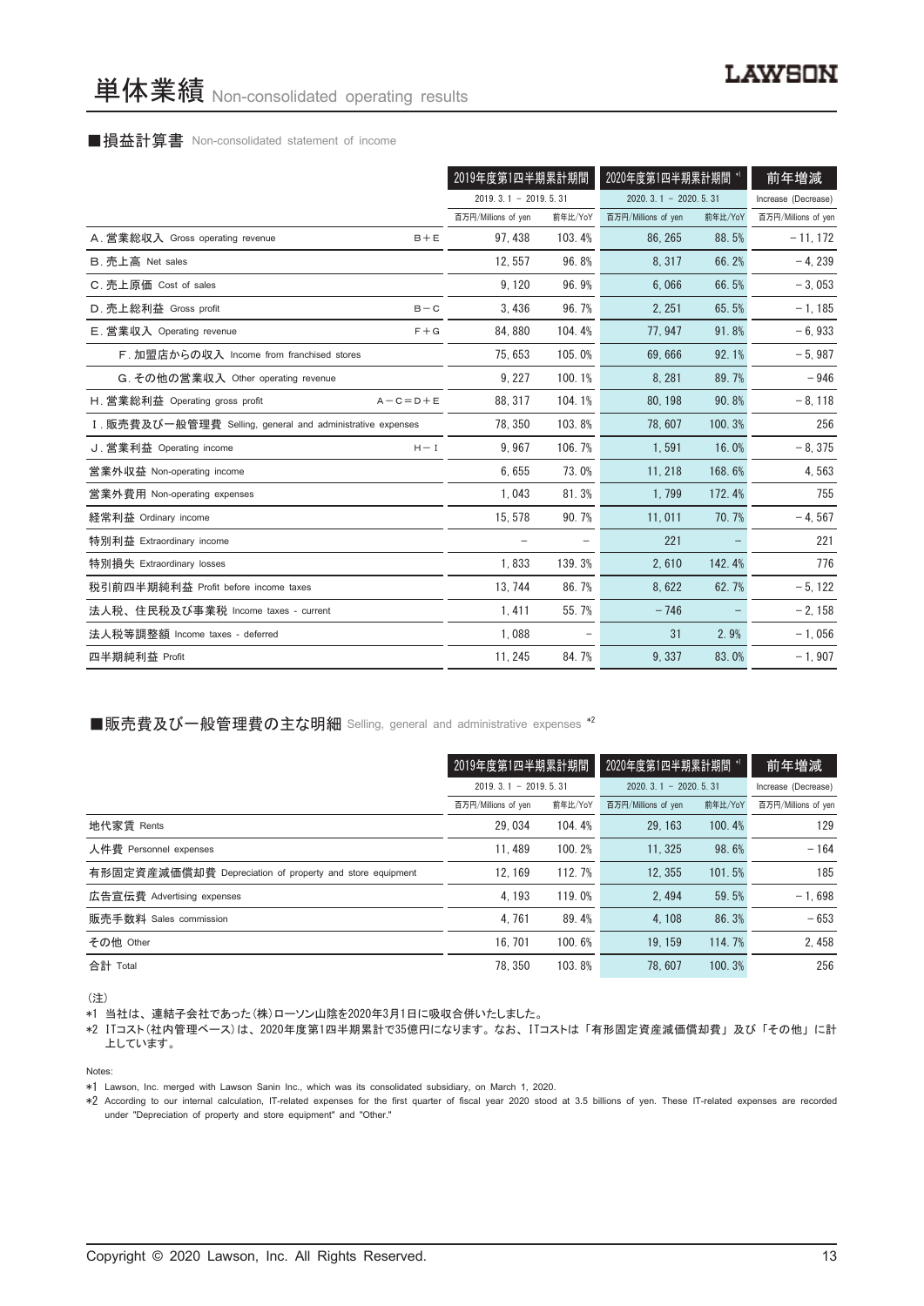# 単体業績 Non-consolidated operating results

### ■損益計算書 Non-consolidated statement of income

| | | 2019年度第1四半期累計期間 | | 2020年度第1四半期累計期間 *1 | | 前年増減 |
|---|---|---|---|---|---|---|
| | | 2019. 3. 1 － 2019. 5. 31 | | 2020. 3. 1 － 2020. 5. 31 | | Increase (Decrease) |
| | | 百万円/Millions of yen | 前年比/YoY | 百万円/Millions of yen | 前年比/YoY | 百万円/Millions of yen |
| A. 営業総収入 Gross operating revenue | B＋E | 97, 438 | 103. 4% | 86, 265 | 88. 5% | －11, 172 |
| B. 売上高 Net sales | | 12, 557 | 96. 8% | 8, 317 | 66. 2% | －4, 239 |
| C. 売上原価 Cost of sales | | 9, 120 | 96. 9% | 6, 066 | 66. 5% | －3, 053 |
| D. 売上総利益 Gross profit | B－C | 3, 436 | 96. 7% | 2, 251 | 65. 5% | －1, 185 |
| E. 営業収入 Operating revenue | F＋G | 84, 880 | 104. 4% | 77, 947 | 91. 8% | －6, 933 |
| F. 加盟店からの収入 Income from franchised stores | | 75, 653 | 105. 0% | 69, 666 | 92. 1% | －5, 987 |
| G. その他の営業収入 Other operating revenue | | 9, 227 | 100. 1% | 8, 281 | 89. 7% | －946 |
| H. 営業総利益 Operating gross profit | A－C＝D＋E | 88, 317 | 104. 1% | 80, 198 | 90. 8% | －8, 118 |
| I. 販売費及び一般管理費 Selling, general and administrative expenses | | 78, 350 | 103. 8% | 78, 607 | 100. 3% | 256 |
| J. 営業利益 Operating income | H－I | 9, 967 | 106. 7% | 1, 591 | 16. 0% | －8, 375 |
| 営業外収益 Non-operating income | | 6, 655 | 73. 0% | 11, 218 | 168. 6% | 4, 563 |
| 営業外費用 Non-operating expenses | | 1, 043 | 81. 3% | 1, 799 | 172. 4% | 755 |
| 経常利益 Ordinary income | | 15, 578 | 90. 7% | 11, 011 | 70. 7% | －4, 567 |
| 特別利益 Extraordinary income | | － | － | 221 | － | 221 |
| 特別損失 Extraordinary losses | | 1, 833 | 139. 3% | 2, 610 | 142. 4% | 776 |
| 税引前四半期純利益 Profit before income taxes | | 13, 744 | 86. 7% | 8, 622 | 62. 7% | －5, 122 |
| 法人税、住民税及び事業税 Income taxes - current | | 1, 411 | 55. 7% | －746 | － | －2, 158 |
| 法人税等調整額 Income taxes - deferred | | 1, 088 | － | 31 | 2. 9% | －1, 056 |
| 四半期純利益 Profit | | 11, 245 | 84. 7% | 9, 337 | 83. 0% | －1, 907 |

### ■販売費及び一般管理費の主な明細 Selling, general and administrative expenses *2

| | 2019年度第1四半期累計期間 | | 2020年度第1四半期累計期間 *1 | | 前年増減 |
|---|---|---|---|---|---|
| | 2019. 3. 1 － 2019. 5. 31 | | 2020. 3. 1 － 2020. 5. 31 | | Increase (Decrease) |
| | 百万円/Millions of yen | 前年比/YoY | 百万円/Millions of yen | 前年比/YoY | 百万円/Millions of yen |
| 地代家賃 Rents | 29, 034 | 104. 4% | 29, 163 | 100. 4% | 129 |
| 人件費 Personnel expenses | 11, 489 | 100. 2% | 11, 325 | 98. 6% | －164 |
| 有形固定資産減価償却費 Depreciation of property and store equipment | 12, 169 | 112. 7% | 12, 355 | 101. 5% | 185 |
| 広告宣伝費 Advertising expenses | 4, 193 | 119. 0% | 2, 494 | 59. 5% | －1, 698 |
| 販売手数料 Sales commission | 4, 761 | 89. 4% | 4, 108 | 86. 3% | －653 |
| その他 Other | 16, 701 | 100. 6% | 19, 159 | 114. 7% | 2, 458 |
| 合計 Total | 78, 350 | 103. 8% | 78, 607 | 100. 3% | 256 |

(注)

*1 当社は、連結子会社であった(株)ローソン山陰を2020年3月1日に吸収合併いたしました。

*2 ITコスト(社内管理ベース)は、2020年度第1四半期累計で35億円になります。なお、ITコストは「有形固定資産減価償却費」及び「その他」に計上しています。

Notes:

*1 Lawson, Inc. merged with Lawson Sanin Inc., which was its consolidated subsidiary, on March 1, 2020.

*2 According to our internal calculation, IT-related expenses for the first quarter of fiscal year 2020 stood at 3.5 billions of yen. These IT-related expenses are recorded under "Depreciation of property and store equipment" and "Other."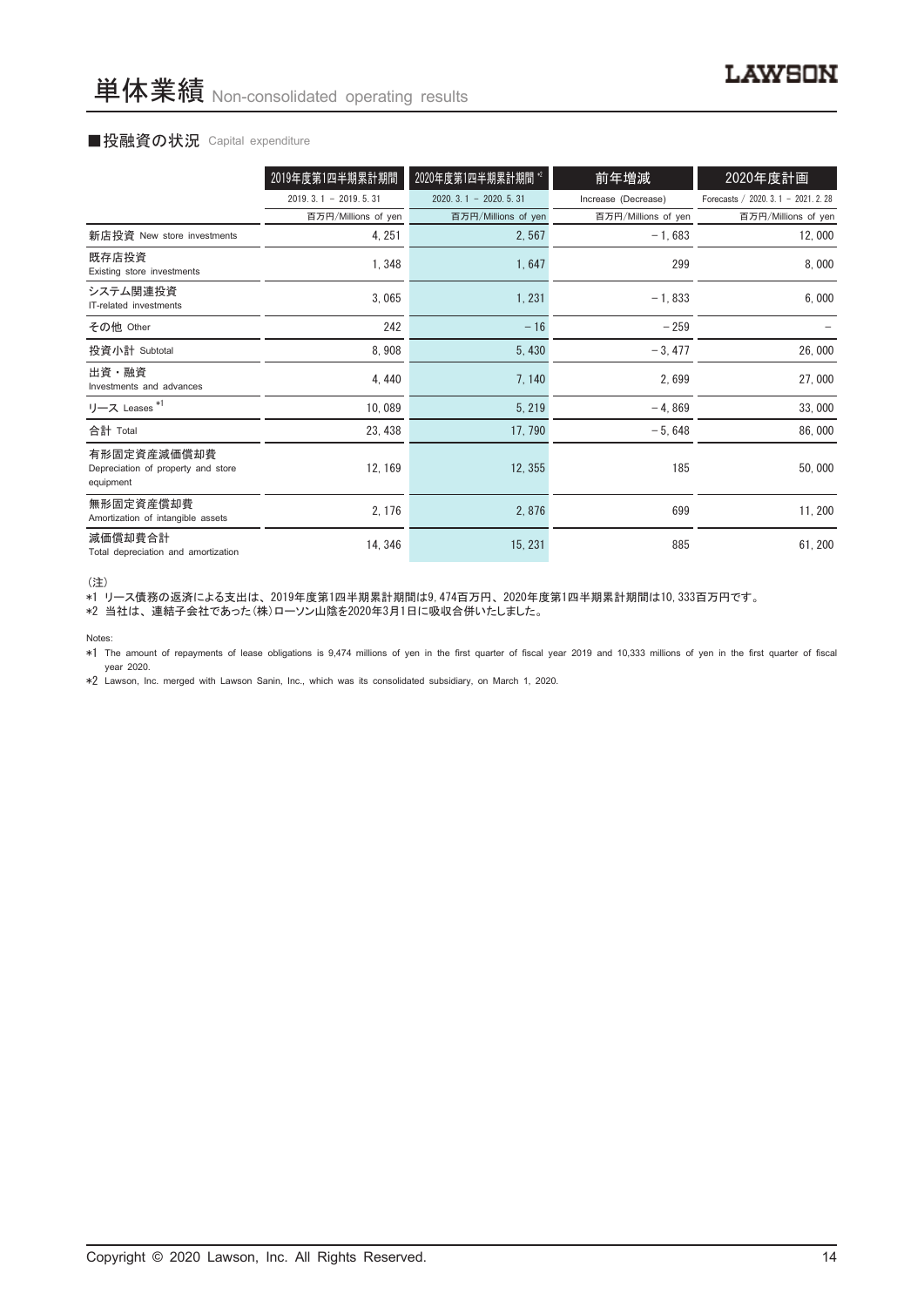# 単体業績 Non-consolidated operating results

## ■投融資の状況 Capital expenditure

| | 2019年度第1四半期累計期間 | 2020年度第1四半期累計期間 *2 | 前年増減 | 2020年度計画 |
|---|---|---|---|---|
| | 2019. 3. 1 － 2019. 5. 31 | 2020. 3. 1 － 2020. 5. 31 | Increase (Decrease) | Forecasts / 2020. 3. 1 － 2021. 2. 28 |
| | 百万円/Millions of yen | 百万円/Millions of yen | 百万円/Millions of yen | 百万円/Millions of yen |
| 新店投資 New store investments | 4, 251 | 2, 567 | －1, 683 | 12, 000 |
| 既存店投資 Existing store investments | 1, 348 | 1, 647 | 299 | 8, 000 |
| システム関連投資 IT-related investments | 3, 065 | 1, 231 | －1, 833 | 6, 000 |
| その他 Other | 242 | －16 | －259 | － |
| 投資小計 Subtotal | 8, 908 | 5, 430 | －3, 477 | 26, 000 |
| 出資・融資 Investments and advances | 4, 440 | 7, 140 | 2, 699 | 27, 000 |
| リース Leases *1 | 10, 089 | 5, 219 | －4, 869 | 33, 000 |
| 合計 Total | 23, 438 | 17, 790 | －5, 648 | 86, 000 |
| 有形固定資産減価償却費 Depreciation of property and store equipment | 12, 169 | 12, 355 | 185 | 50, 000 |
| 無形固定資産償却費 Amortization of intangible assets | 2, 176 | 2, 876 | 699 | 11, 200 |
| 減価償却費合計 Total depreciation and amortization | 14, 346 | 15, 231 | 885 | 61, 200 |

（注）

*1 リース債務の返済による支出は、2019年度第1四半期累計期間は9, 474百万円、2020年度第1四半期累計期間は10, 333百万円です。

*2 当社は、連結子会社であった(株)ローソン山陰を2020年3月1日に吸収合併いたしました。

Notes:

*1 The amount of repayments of lease obligations is 9,474 millions of yen in the first quarter of fiscal year 2019 and 10,333 millions of yen in the first quarter of fiscal year 2020.

*2 Lawson, Inc. merged with Lawson Sanin, Inc., which was its consolidated subsidiary, on March 1, 2020.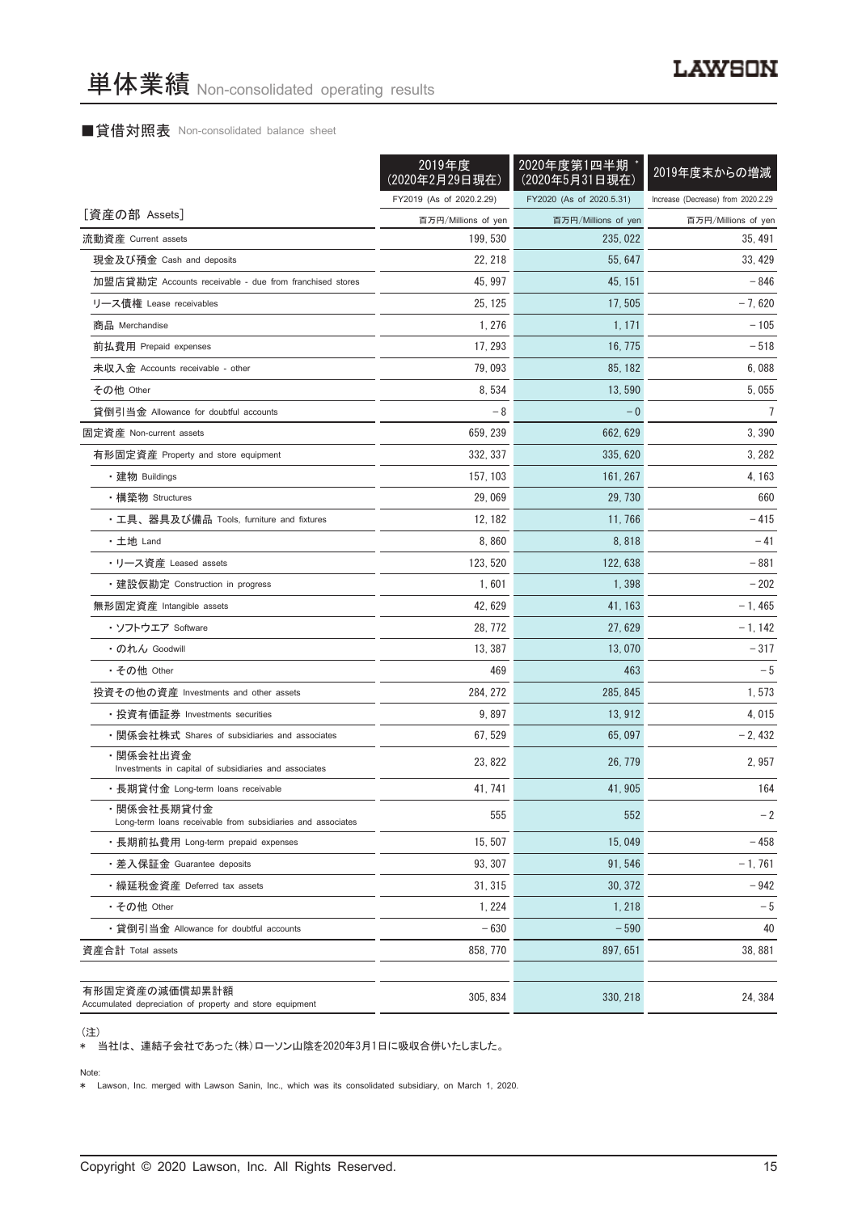# 単体業績 Non-consolidated operating results

## ■貸借対照表 Non-consolidated balance sheet

| [資産の部 Assets] | 2019年度（2020年2月29日現在） FY2019 (As of 2020.2.29) 百万円/Millions of yen | 2020年度第1四半期 *（2020年5月31日現在） FY2020 (As of 2020.5.31) 百万円/Millions of yen | 2019年度末からの増減 Increase (Decrease) from 2020.2.29 百万円/Millions of yen |
|---|---|---|---|
| 流動資産 Current assets | 199, 530 | 235, 022 | 35, 491 |
| 現金及び預金 Cash and deposits | 22, 218 | 55, 647 | 33, 429 |
| 加盟店貸勘定 Accounts receivable - due from franchised stores | 45, 997 | 45, 151 | −846 |
| リース債権 Lease receivables | 25, 125 | 17, 505 | −7, 620 |
| 商品 Merchandise | 1, 276 | 1, 171 | −105 |
| 前払費用 Prepaid expenses | 17, 293 | 16, 775 | −518 |
| 未収入金 Accounts receivable - other | 79, 093 | 85, 182 | 6, 088 |
| その他 Other | 8, 534 | 13, 590 | 5, 055 |
| 貸倒引当金 Allowance for doubtful accounts | −8 | −0 | 7 |
| 固定資産 Non-current assets | 659, 239 | 662, 629 | 3, 390 |
| 有形固定資産 Property and store equipment | 332, 337 | 335, 620 | 3, 282 |
| ・建物 Buildings | 157, 103 | 161, 267 | 4, 163 |
| ・構築物 Structures | 29, 069 | 29, 730 | 660 |
| ・工具、器具及び備品 Tools, furniture and fixtures | 12, 182 | 11, 766 | −415 |
| ・土地 Land | 8, 860 | 8, 818 | −41 |
| ・リース資産 Leased assets | 123, 520 | 122, 638 | −881 |
| ・建設仮勘定 Construction in progress | 1, 601 | 1, 398 | −202 |
| 無形固定資産 Intangible assets | 42, 629 | 41, 163 | −1, 465 |
| ・ソフトウエア Software | 28, 772 | 27, 629 | −1, 142 |
| ・のれん Goodwill | 13, 387 | 13, 070 | −317 |
| ・その他 Other | 469 | 463 | −5 |
| 投資その他の資産 Investments and other assets | 284, 272 | 285, 845 | 1, 573 |
| ・投資有価証券 Investments securities | 9, 897 | 13, 912 | 4, 015 |
| ・関係会社株式 Shares of subsidiaries and associates | 67, 529 | 65, 097 | −2, 432 |
| ・関係会社出資金 Investments in capital of subsidiaries and associates | 23, 822 | 26, 779 | 2, 957 |
| ・長期貸付金 Long-term loans receivable | 41, 741 | 41, 905 | 164 |
| ・関係会社長期貸付金 Long-term loans receivable from subsidiaries and associates | 555 | 552 | −2 |
| ・長期前払費用 Long-term prepaid expenses | 15, 507 | 15, 049 | −458 |
| ・差入保証金 Guarantee deposits | 93, 307 | 91, 546 | −1, 761 |
| ・繰延税金資産 Deferred tax assets | 31, 315 | 30, 372 | −942 |
| ・その他 Other | 1, 224 | 1, 218 | −5 |
| ・貸倒引当金 Allowance for doubtful accounts | −630 | −590 | 40 |
| 資産合計 Total assets | 858, 770 | 897, 651 | 38, 881 |
| | | | |
| 有形固定資産の減価償却累計額 Accumulated depreciation of property and store equipment | 305, 834 | 330, 218 | 24, 384 |

(注)
＊ 当社は、連結子会社であった(株)ローソン山陰を2020年3月1日に吸収合併いたしました。

Note:
＊ Lawson, Inc. merged with Lawson Sanin, Inc., which was its consolidated subsidiary, on March 1, 2020.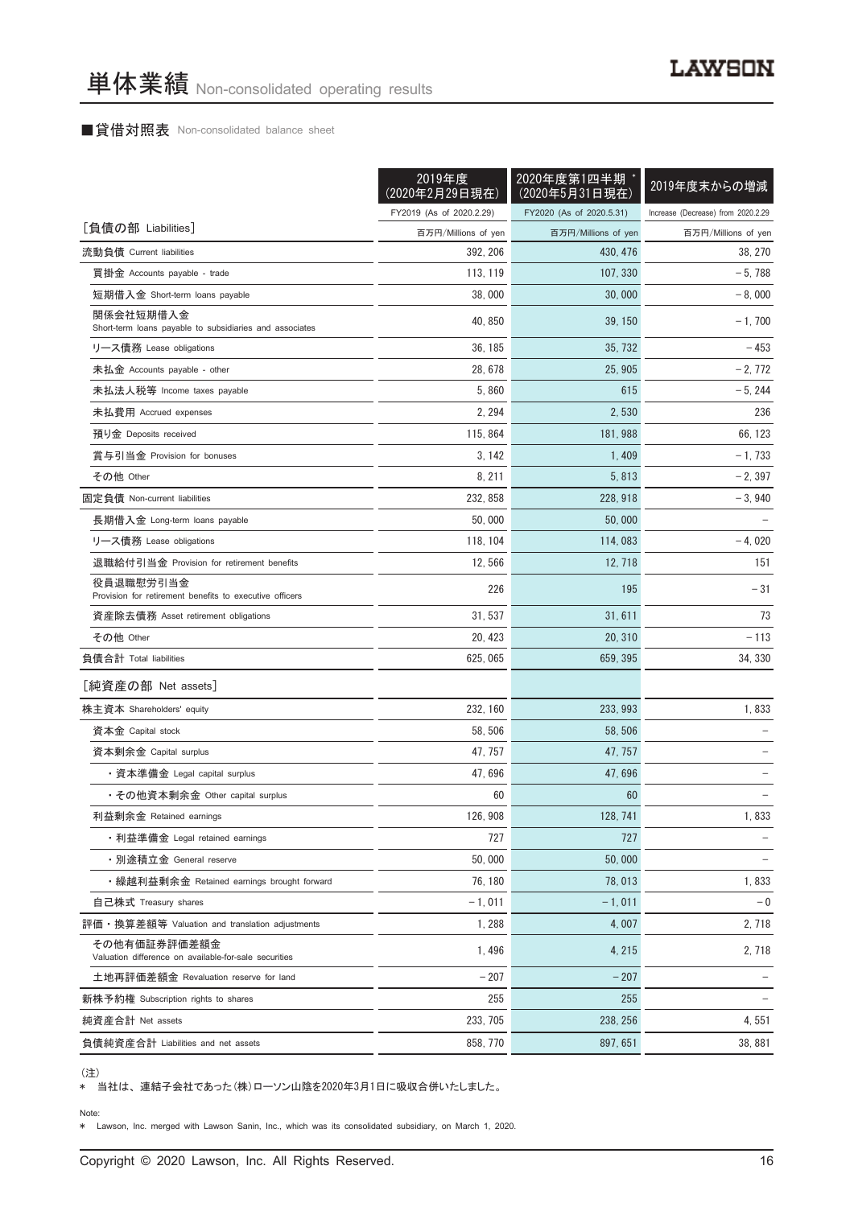# 単体業績 Non-consolidated operating results

## ■貸借対照表 Non-consolidated balance sheet

| | 2019年度（2020年2月29日現在） | 2020年度第1四半期 *（2020年5月31日現在） | 2019年度末からの増減 |
|---|---|---|---|
| | FY2019 (As of 2020.2.29) | FY2020 (As of 2020.5.31) | Increase (Decrease) from 2020.2.29 |
| ［負債の部 Liabilities］ | 百万円/Millions of yen | 百万円/Millions of yen | 百万円/Millions of yen |
| 流動負債 Current liabilities | 392, 206 | 430, 476 | 38, 270 |
| 買掛金 Accounts payable - trade | 113, 119 | 107, 330 | －5, 788 |
| 短期借入金 Short-term loans payable | 38, 000 | 30, 000 | －8, 000 |
| 関係会社短期借入金 Short-term loans payable to subsidiaries and associates | 40, 850 | 39, 150 | －1, 700 |
| リース債務 Lease obligations | 36, 185 | 35, 732 | －453 |
| 未払金 Accounts payable - other | 28, 678 | 25, 905 | －2, 772 |
| 未払法人税等 Income taxes payable | 5, 860 | 615 | －5, 244 |
| 未払費用 Accrued expenses | 2, 294 | 2, 530 | 236 |
| 預り金 Deposits received | 115, 864 | 181, 988 | 66, 123 |
| 賞与引当金 Provision for bonuses | 3, 142 | 1, 409 | －1, 733 |
| その他 Other | 8, 211 | 5, 813 | －2, 397 |
| 固定負債 Non-current liabilities | 232, 858 | 228, 918 | －3, 940 |
| 長期借入金 Long-term loans payable | 50, 000 | 50, 000 | － |
| リース債務 Lease obligations | 118, 104 | 114, 083 | －4, 020 |
| 退職給付引当金 Provision for retirement benefits | 12, 566 | 12, 718 | 151 |
| 役員退職慰労引当金 Provision for retirement benefits to executive officers | 226 | 195 | －31 |
| 資産除去債務 Asset retirement obligations | 31, 537 | 31, 611 | 73 |
| その他 Other | 20, 423 | 20, 310 | －113 |
| 負債合計 Total liabilities | 625, 065 | 659, 395 | 34, 330 |
| ［純資産の部 Net assets］ | | | |
| 株主資本 Shareholders' equity | 232, 160 | 233, 993 | 1, 833 |
| 資本金 Capital stock | 58, 506 | 58, 506 | － |
| 資本剰余金 Capital surplus | 47, 757 | 47, 757 | － |
| ・資本準備金 Legal capital surplus | 47, 696 | 47, 696 | － |
| ・その他資本剰余金 Other capital surplus | 60 | 60 | － |
| 利益剰余金 Retained earnings | 126, 908 | 128, 741 | 1, 833 |
| ・利益準備金 Legal retained earnings | 727 | 727 | － |
| ・別途積立金 General reserve | 50, 000 | 50, 000 | － |
| ・繰越利益剰余金 Retained earnings brought forward | 76, 180 | 78, 013 | 1, 833 |
| 自己株式 Treasury shares | －1, 011 | －1, 011 | －0 |
| 評価・換算差額等 Valuation and translation adjustments | 1, 288 | 4, 007 | 2, 718 |
| その他有価証券評価差額金 Valuation difference on available-for-sale securities | 1, 496 | 4, 215 | 2, 718 |
| 土地再評価差額金 Revaluation reserve for land | －207 | －207 | － |
| 新株予約権 Subscription rights to shares | 255 | 255 | － |
| 純資産合計 Net assets | 233, 705 | 238, 256 | 4, 551 |
| 負債純資産合計 Liabilities and net assets | 858, 770 | 897, 651 | 38, 881 |

（注）
＊ 当社は、連結子会社であった(株)ローソン山陰を2020年3月1日に吸収合併いたしました。

Note:
＊ Lawson, Inc. merged with Lawson Sanin, Inc., which was its consolidated subsidiary, on March 1, 2020.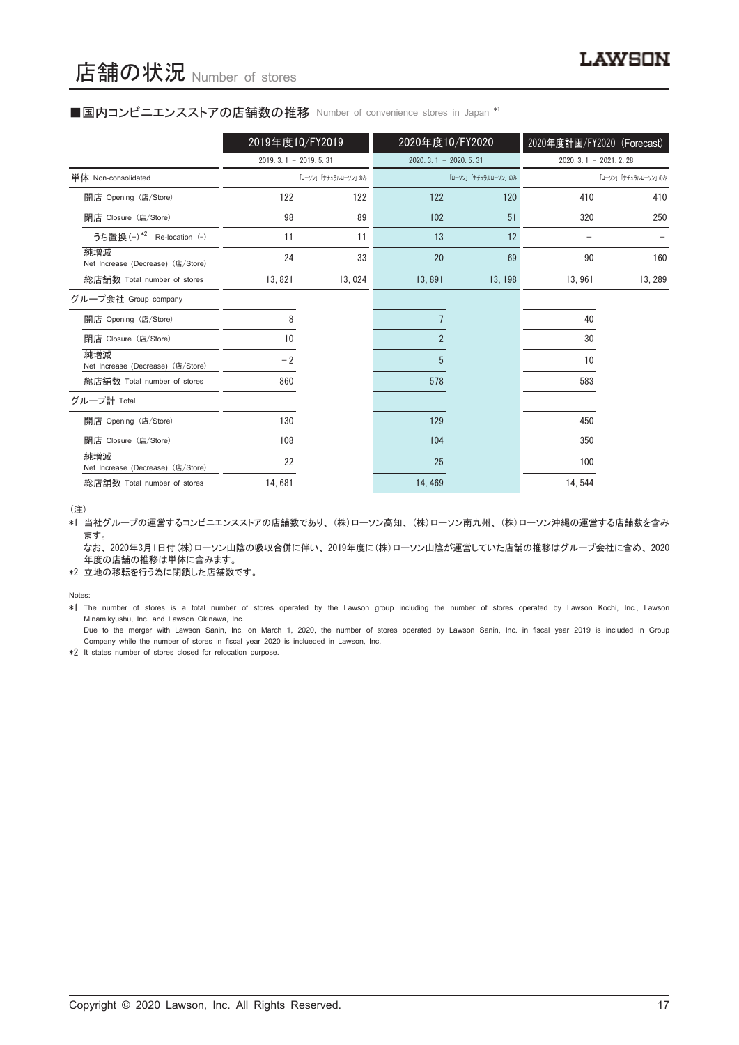# 店舗の状況 Number of stores

## ■国内コンビニエンスストアの店舗数の推移 Number of convenience stores in Japan *1

| | 2019年度1Q/FY2019 | | 2020年度1Q/FY2020 | | 2020年度計画/FY2020 (Forecast) | |
|---|---|---|---|---|---|---|
| | 2019. 3. 1 – 2019. 5. 31 | | 2020. 3. 1 – 2020. 5. 31 | | 2020. 3. 1 – 2021. 2. 28 | |
| 単体 Non-consolidated | | 「ローソン」「ナチュラルローソン」のみ | | 「ローソン」「ナチュラルローソン」のみ | | 「ローソン」「ナチュラルローソン」のみ |
| 開店 Opening (店/Store) | 122 | 122 | 122 | 120 | 410 | 410 |
| 閉店 Closure (店/Store) | 98 | 89 | 102 | 51 | 320 | 250 |
| うち置換 (−) *2 Re-location (−) | 11 | 11 | 13 | 12 | – | – |
| 純増減 Net Increase (Decrease) (店/Store) | 24 | 33 | 20 | 69 | 90 | 160 |
| 総店舗数 Total number of stores | 13, 821 | 13, 024 | 13, 891 | 13, 198 | 13, 961 | 13, 289 |
| グループ会社 Group company | | | | | | |
| 開店 Opening (店/Store) | 8 | | 7 | | 40 | |
| 閉店 Closure (店/Store) | 10 | | 2 | | 30 | |
| 純増減 Net Increase (Decrease) (店/Store) | −2 | | 5 | | 10 | |
| 総店舗数 Total number of stores | 860 | | 578 | | 583 | |
| グループ計 Total | | | | | | |
| 開店 Opening (店/Store) | 130 | | 129 | | 450 | |
| 閉店 Closure (店/Store) | 108 | | 104 | | 350 | |
| 純増減 Net Increase (Decrease) (店/Store) | 22 | | 25 | | 100 | |
| 総店舗数 Total number of stores | 14, 681 | | 14, 469 | | 14, 544 | |

(注)

*1 当社グループの運営するコンビニエンスストアの店舗数であり、(株)ローソン高知、(株)ローソン南九州、(株)ローソン沖縄の運営する店舗数を含みます。
なお、2020年3月1日付(株)ローソン山陰の吸収合併に伴い、2019年度に(株)ローソン山陰が運営していた店舗の推移はグループ会社に含め、2020年度の店舗の推移は単体に含みます。

*2 立地の移転を行う為に閉鎖した店舗数です。

Notes:

*1 The number of stores is a total number of stores operated by the Lawson group including the number of stores operated by Lawson Kochi, Inc., Lawson Minamikyushu, Inc. and Lawson Okinawa, Inc.
Due to the merger with Lawson Sanin, Inc. on March 1, 2020, the number of stores operated by Lawson Sanin, Inc. in fiscal year 2019 is included in Group Company while the number of stores in fiscal year 2020 is inclueded in Lawson, Inc.

*2 It states number of stores closed for relocation purpose.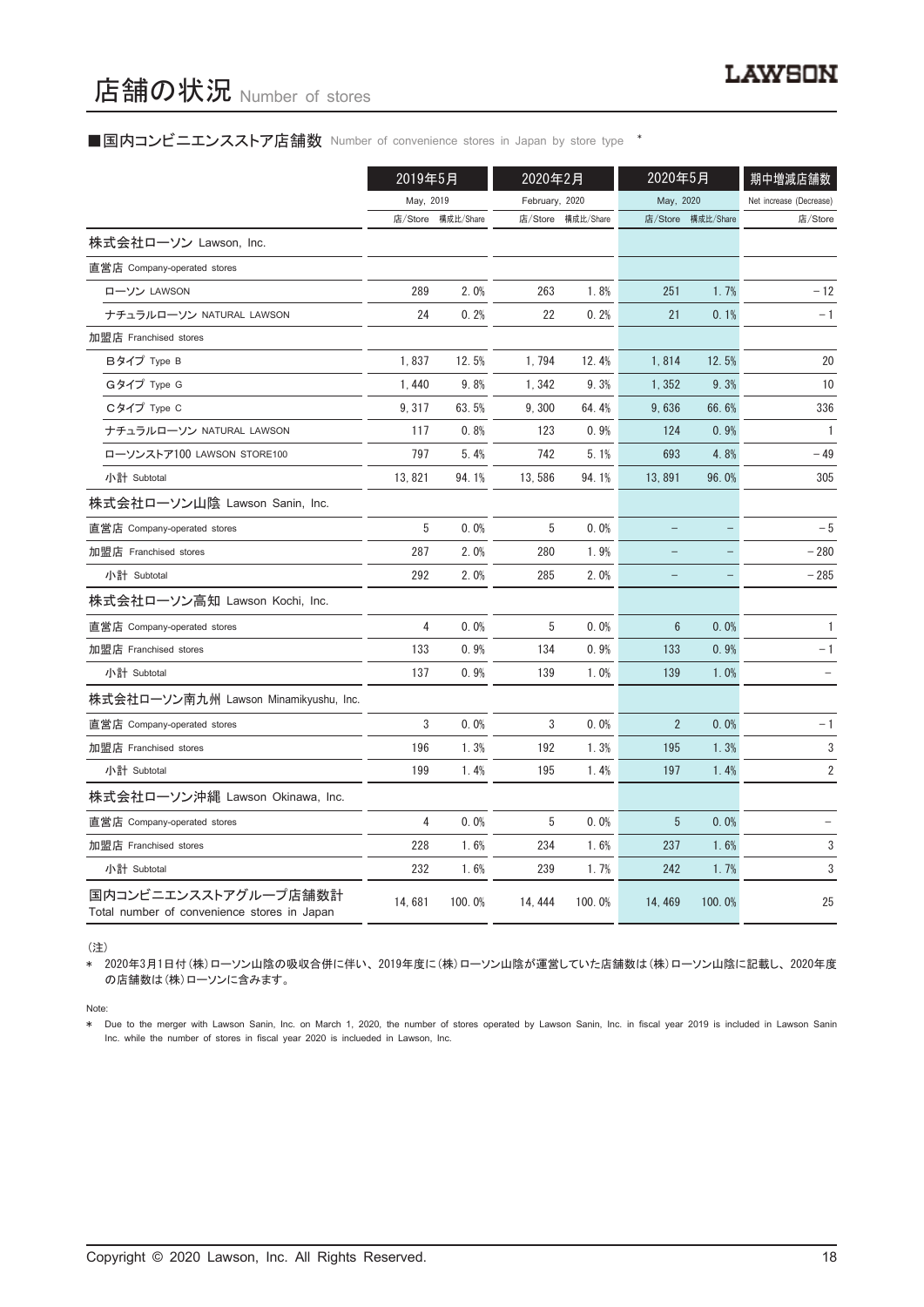# 店舗の状況 Number of stores

## ■国内コンビニエンスストア店舗数 Number of convenience stores in Japan by store type *

| | 2019年5月 May, 2019 | | 2020年2月 February, 2020 | | 2020年5月 May, 2020 | | 期中増減店舗数 Net increase (Decrease) |
|---|---|---|---|---|---|---|---|
| | 店/Store | 構成比/Share | 店/Store | 構成比/Share | 店/Store | 構成比/Share | 店/Store |
| **株式会社ローソン Lawson, Inc.** | | | | | | | |
| 直営店 Company-operated stores | | | | | | | |
| ローソン LAWSON | 289 | 2.0% | 263 | 1.8% | 251 | 1.7% | −12 |
| ナチュラルローソン NATURAL LAWSON | 24 | 0.2% | 22 | 0.2% | 21 | 0.1% | −1 |
| 加盟店 Franchised stores | | | | | | | |
| Bタイプ Type B | 1,837 | 12.5% | 1,794 | 12.4% | 1,814 | 12.5% | 20 |
| Gタイプ Type G | 1,440 | 9.8% | 1,342 | 9.3% | 1,352 | 9.3% | 10 |
| Cタイプ Type C | 9,317 | 63.5% | 9,300 | 64.4% | 9,636 | 66.6% | 336 |
| ナチュラルローソン NATURAL LAWSON | 117 | 0.8% | 123 | 0.9% | 124 | 0.9% | 1 |
| ローソンストア100 LAWSON STORE100 | 797 | 5.4% | 742 | 5.1% | 693 | 4.8% | −49 |
| 小計 Subtotal | 13,821 | 94.1% | 13,586 | 94.1% | 13,891 | 96.0% | 305 |
| **株式会社ローソン山陰 Lawson Sanin, Inc.** | | | | | | | |
| 直営店 Company-operated stores | 5 | 0.0% | 5 | 0.0% | − | − | −5 |
| 加盟店 Franchised stores | 287 | 2.0% | 280 | 1.9% | − | − | −280 |
| 小計 Subtotal | 292 | 2.0% | 285 | 2.0% | − | − | −285 |
| **株式会社ローソン高知 Lawson Kochi, Inc.** | | | | | | | |
| 直営店 Company-operated stores | 4 | 0.0% | 5 | 0.0% | 6 | 0.0% | 1 |
| 加盟店 Franchised stores | 133 | 0.9% | 134 | 0.9% | 133 | 0.9% | −1 |
| 小計 Subtotal | 137 | 0.9% | 139 | 1.0% | 139 | 1.0% | − |
| **株式会社ローソン南九州 Lawson Minamikyushu, Inc.** | | | | | | | |
| 直営店 Company-operated stores | 3 | 0.0% | 3 | 0.0% | 2 | 0.0% | −1 |
| 加盟店 Franchised stores | 196 | 1.3% | 192 | 1.3% | 195 | 1.3% | 3 |
| 小計 Subtotal | 199 | 1.4% | 195 | 1.4% | 197 | 1.4% | 2 |
| **株式会社ローソン沖縄 Lawson Okinawa, Inc.** | | | | | | | |
| 直営店 Company-operated stores | 4 | 0.0% | 5 | 0.0% | 5 | 0.0% | − |
| 加盟店 Franchised stores | 228 | 1.6% | 234 | 1.6% | 237 | 1.6% | 3 |
| 小計 Subtotal | 232 | 1.6% | 239 | 1.7% | 242 | 1.7% | 3 |
| **国内コンビニエンスストアグループ店舗数計 Total number of convenience stores in Japan** | 14,681 | 100.0% | 14,444 | 100.0% | 14,469 | 100.0% | 25 |

（注）

* 2020年3月1日付（株）ローソン山陰の吸収合併に伴い、2019年度に（株）ローソン山陰が運営していた店舗数は（株）ローソン山陰に記載し、2020年度の店舗数は（株）ローソンに含みます。

Note:

* Due to the merger with Lawson Sanin, Inc. on March 1, 2020, the number of stores operated by Lawson Sanin, Inc. in fiscal year 2019 is included in Lawson Sanin Inc. while the number of stores in fiscal year 2020 is inclueded in Lawson, Inc.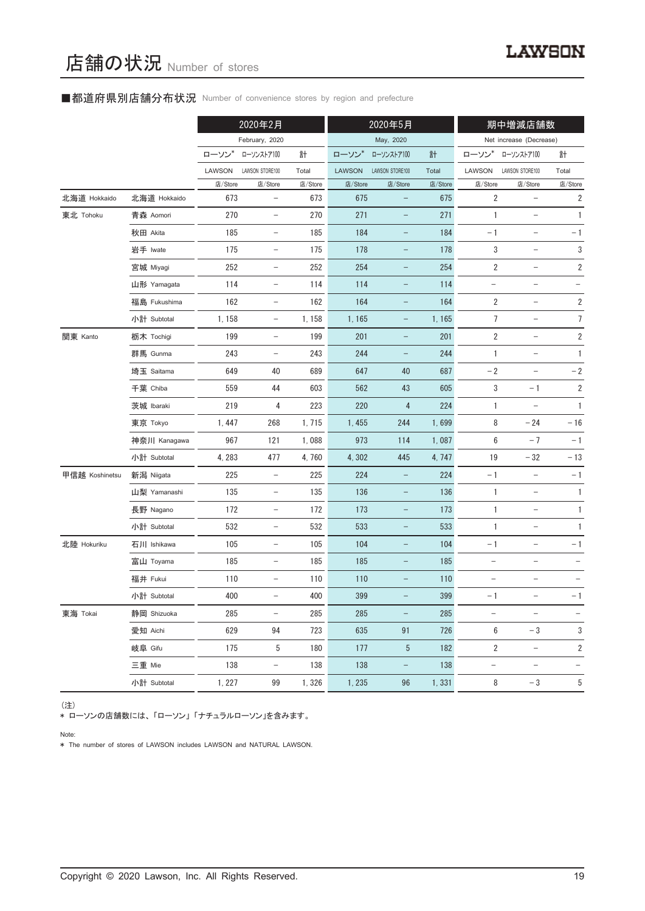# 店舗の状況 Number of stores

## ■都道府県別店舗分布状況 Number of convenience stores by region and prefecture

| | | 2020年2月 February, 2020 | | | 2020年5月 May, 2020 | | | 期中増減店舗数 Net increase (Decrease) | | |
|---|---|---|---|---|---|---|---|---|---|---|
| | | ローソン* LAWSON | ローソンストア100 LAWSON STORE100 | 計 Total | ローソン* LAWSON | ローソンストア100 LAWSON STORE100 | 計 Total | ローソン* LAWSON | ローソンストア100 LAWSON STORE100 | 計 Total |
| | | 店/Store | 店/Store | 店/Store | 店/Store | 店/Store | 店/Store | 店/Store | 店/Store | 店/Store |
| 北海道 Hokkaido | 北海道 Hokkaido | 673 | – | 673 | 675 | – | 675 | 2 | – | 2 |
| 東北 Tohoku | 青森 Aomori | 270 | – | 270 | 271 | – | 271 | 1 | – | 1 |
| | 秋田 Akita | 185 | – | 185 | 184 | – | 184 | －1 | – | －1 |
| | 岩手 Iwate | 175 | – | 175 | 178 | – | 178 | 3 | – | 3 |
| | 宮城 Miyagi | 252 | – | 252 | 254 | – | 254 | 2 | – | 2 |
| | 山形 Yamagata | 114 | – | 114 | 114 | – | 114 | – | – | – |
| | 福島 Fukushima | 162 | – | 162 | 164 | – | 164 | 2 | – | 2 |
| | 小計 Subtotal | 1, 158 | – | 1, 158 | 1, 165 | – | 1, 165 | 7 | – | 7 |
| 関東 Kanto | 栃木 Tochigi | 199 | – | 199 | 201 | – | 201 | 2 | – | 2 |
| | 群馬 Gunma | 243 | – | 243 | 244 | – | 244 | 1 | – | 1 |
| | 埼玉 Saitama | 649 | 40 | 689 | 647 | 40 | 687 | －2 | – | －2 |
| | 千葉 Chiba | 559 | 44 | 603 | 562 | 43 | 605 | 3 | －1 | 2 |
| | 茨城 Ibaraki | 219 | 4 | 223 | 220 | 4 | 224 | 1 | – | 1 |
| | 東京 Tokyo | 1, 447 | 268 | 1, 715 | 1, 455 | 244 | 1, 699 | 8 | －24 | －16 |
| | 神奈川 Kanagawa | 967 | 121 | 1, 088 | 973 | 114 | 1, 087 | 6 | －7 | －1 |
| | 小計 Subtotal | 4, 283 | 477 | 4, 760 | 4, 302 | 445 | 4, 747 | 19 | －32 | －13 |
| 甲信越 Koshinetsu | 新潟 Niigata | 225 | – | 225 | 224 | – | 224 | －1 | – | －1 |
| | 山梨 Yamanashi | 135 | – | 135 | 136 | – | 136 | 1 | – | 1 |
| | 長野 Nagano | 172 | – | 172 | 173 | – | 173 | 1 | – | 1 |
| | 小計 Subtotal | 532 | – | 532 | 533 | – | 533 | 1 | – | 1 |
| 北陸 Hokuriku | 石川 Ishikawa | 105 | – | 105 | 104 | – | 104 | －1 | – | －1 |
| | 富山 Toyama | 185 | – | 185 | 185 | – | 185 | – | – | – |
| | 福井 Fukui | 110 | – | 110 | 110 | – | 110 | – | – | – |
| | 小計 Subtotal | 400 | – | 400 | 399 | – | 399 | －1 | – | －1 |
| 東海 Tokai | 静岡 Shizuoka | 285 | – | 285 | 285 | – | 285 | – | – | – |
| | 愛知 Aichi | 629 | 94 | 723 | 635 | 91 | 726 | 6 | －3 | 3 |
| | 岐阜 Gifu | 175 | 5 | 180 | 177 | 5 | 182 | 2 | – | 2 |
| | 三重 Mie | 138 | – | 138 | 138 | – | 138 | – | – | – |
| | 小計 Subtotal | 1, 227 | 99 | 1, 326 | 1, 235 | 96 | 1, 331 | 8 | －3 | 5 |

（注）
* ローソンの店舗数には、「ローソン」「ナチュラルローソン」を含みます。

Note:
* The number of stores of LAWSON includes LAWSON and NATURAL LAWSON.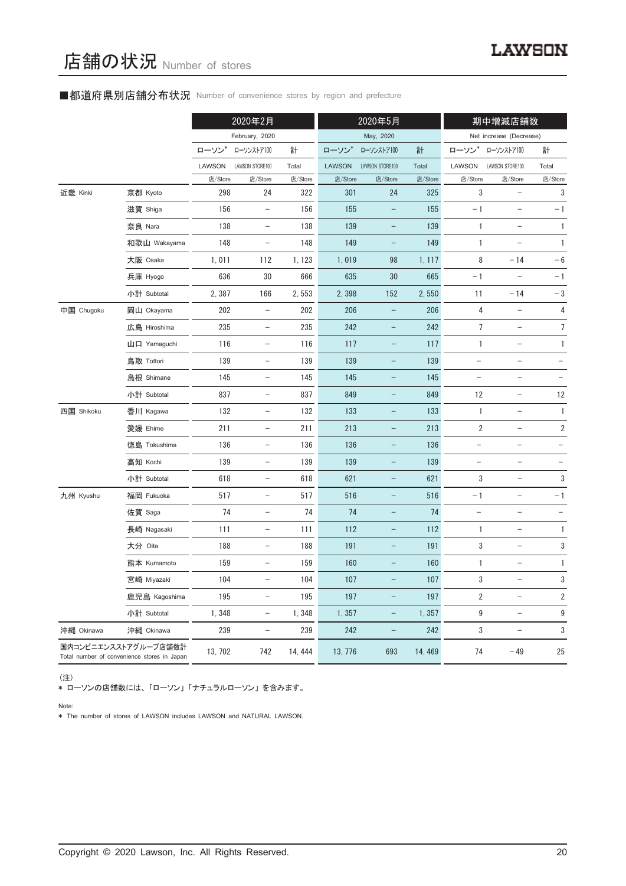# 店舗の状況 Number of stores

## ■都道府県別店舗分布状況 Number of convenience stores by region and prefecture

| | | 2020年2月 February, 2020 | | | 2020年5月 May, 2020 | | | 期中増減店舗数 Net increase (Decrease) | | |
|---|---|---|---|---|---|---|---|---|---|---|
| | | ローソン* LAWSON | ローソンストア100 LAWSON STORE100 | 計 Total | ローソン* LAWSON | ローソンストア100 LAWSON STORE100 | 計 Total | ローソン* LAWSON | ローソンストア100 LAWSON STORE100 | 計 Total |
| | | 店/Store | 店/Store | 店/Store | 店/Store | 店/Store | 店/Store | 店/Store | 店/Store | 店/Store |
| 近畿 Kinki | 京都 Kyoto | 298 | 24 | 322 | 301 | 24 | 325 | 3 | – | 3 |
| | 滋賀 Shiga | 156 | – | 156 | 155 | – | 155 | −1 | – | −1 |
| | 奈良 Nara | 138 | – | 138 | 139 | – | 139 | 1 | – | 1 |
| | 和歌山 Wakayama | 148 | – | 148 | 149 | – | 149 | 1 | – | 1 |
| | 大阪 Osaka | 1,011 | 112 | 1,123 | 1,019 | 98 | 1,117 | 8 | −14 | −6 |
| | 兵庫 Hyogo | 636 | 30 | 666 | 635 | 30 | 665 | −1 | – | −1 |
| | 小計 Subtotal | 2,387 | 166 | 2,553 | 2,398 | 152 | 2,550 | 11 | −14 | −3 |
| 中国 Chugoku | 岡山 Okayama | 202 | – | 202 | 206 | – | 206 | 4 | – | 4 |
| | 広島 Hiroshima | 235 | – | 235 | 242 | – | 242 | 7 | – | 7 |
| | 山口 Yamaguchi | 116 | – | 116 | 117 | – | 117 | 1 | – | 1 |
| | 鳥取 Tottori | 139 | – | 139 | 139 | – | 139 | – | – | – |
| | 島根 Shimane | 145 | – | 145 | 145 | – | 145 | – | – | – |
| | 小計 Subtotal | 837 | – | 837 | 849 | – | 849 | 12 | – | 12 |
| 四国 Shikoku | 香川 Kagawa | 132 | – | 132 | 133 | – | 133 | 1 | – | 1 |
| | 愛媛 Ehime | 211 | – | 211 | 213 | – | 213 | 2 | – | 2 |
| | 徳島 Tokushima | 136 | – | 136 | 136 | – | 136 | – | – | – |
| | 高知 Kochi | 139 | – | 139 | 139 | – | 139 | – | – | – |
| | 小計 Subtotal | 618 | – | 618 | 621 | – | 621 | 3 | – | 3 |
| 九州 Kyushu | 福岡 Fukuoka | 517 | – | 517 | 516 | – | 516 | −1 | – | −1 |
| | 佐賀 Saga | 74 | – | 74 | 74 | – | 74 | – | – | – |
| | 長崎 Nagasaki | 111 | – | 111 | 112 | – | 112 | 1 | – | 1 |
| | 大分 Oita | 188 | – | 188 | 191 | – | 191 | 3 | – | 3 |
| | 熊本 Kumamoto | 159 | – | 159 | 160 | – | 160 | 1 | – | 1 |
| | 宮崎 Miyazaki | 104 | – | 104 | 107 | – | 107 | 3 | – | 3 |
| | 鹿児島 Kagoshima | 195 | – | 195 | 197 | – | 197 | 2 | – | 2 |
| | 小計 Subtotal | 1,348 | – | 1,348 | 1,357 | – | 1,357 | 9 | – | 9 |
| 沖縄 Okinawa | 沖縄 Okinawa | 239 | – | 239 | 242 | – | 242 | 3 | – | 3 |
| 国内コンビニエンスストアグループ店舗数計 Total number of convenience stores in Japan | | 13,702 | 742 | 14,444 | 13,776 | 693 | 14,469 | 74 | −49 | 25 |

（注）
* ローソンの店舗数には、「ローソン」「ナチュラルローソン」を含みます。

Note:
* The number of stores of LAWSON includes LAWSON and NATURAL LAWSON.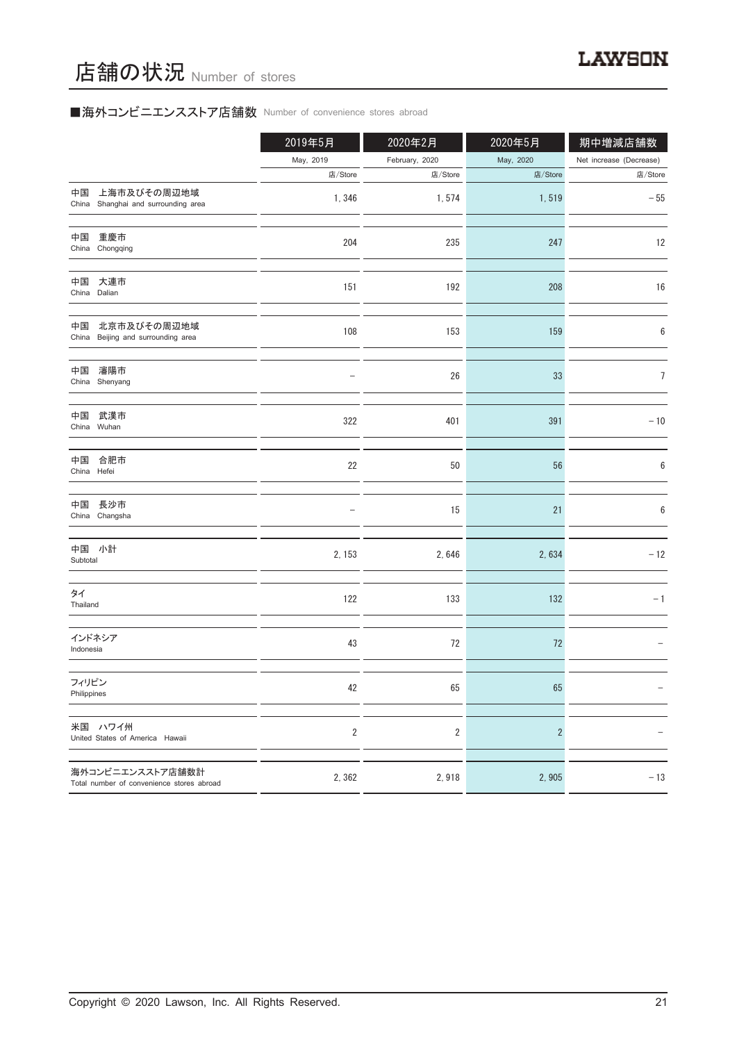# 店舗の状況 Number of stores

## ■海外コンビニエンスストア店舗数 Number of convenience stores abroad

| | 2019年5月 May, 2019 店/Store | 2020年2月 February, 2020 店/Store | 2020年5月 May, 2020 店/Store | 期中増減店舗数 Net increase (Decrease) 店/Store |
|---|---|---|---|---|
| 中国 上海市及びその周辺地域 China Shanghai and surrounding area | 1, 346 | 1, 574 | 1, 519 | －55 |
| 中国 重慶市 China Chongqing | 204 | 235 | 247 | 12 |
| 中国 大連市 China Dalian | 151 | 192 | 208 | 16 |
| 中国 北京市及びその周辺地域 China Beijing and surrounding area | 108 | 153 | 159 | 6 |
| 中国 瀋陽市 China Shenyang | – | 26 | 33 | 7 |
| 中国 武漢市 China Wuhan | 322 | 401 | 391 | －10 |
| 中国 合肥市 China Hefei | 22 | 50 | 56 | 6 |
| 中国 長沙市 China Changsha | – | 15 | 21 | 6 |
| 中国 小計 Subtotal | 2, 153 | 2, 646 | 2, 634 | －12 |
| タイ Thailand | 122 | 133 | 132 | －1 |
| インドネシア Indonesia | 43 | 72 | 72 | – |
| フィリピン Philippines | 42 | 65 | 65 | – |
| 米国 ハワイ州 United States of America Hawaii | 2 | 2 | 2 | – |
| 海外コンビニエンスストア店舗数計 Total number of convenience stores abroad | 2, 362 | 2, 918 | 2, 905 | －13 |

Copyright © 2020 Lawson, Inc. All Rights Reserved.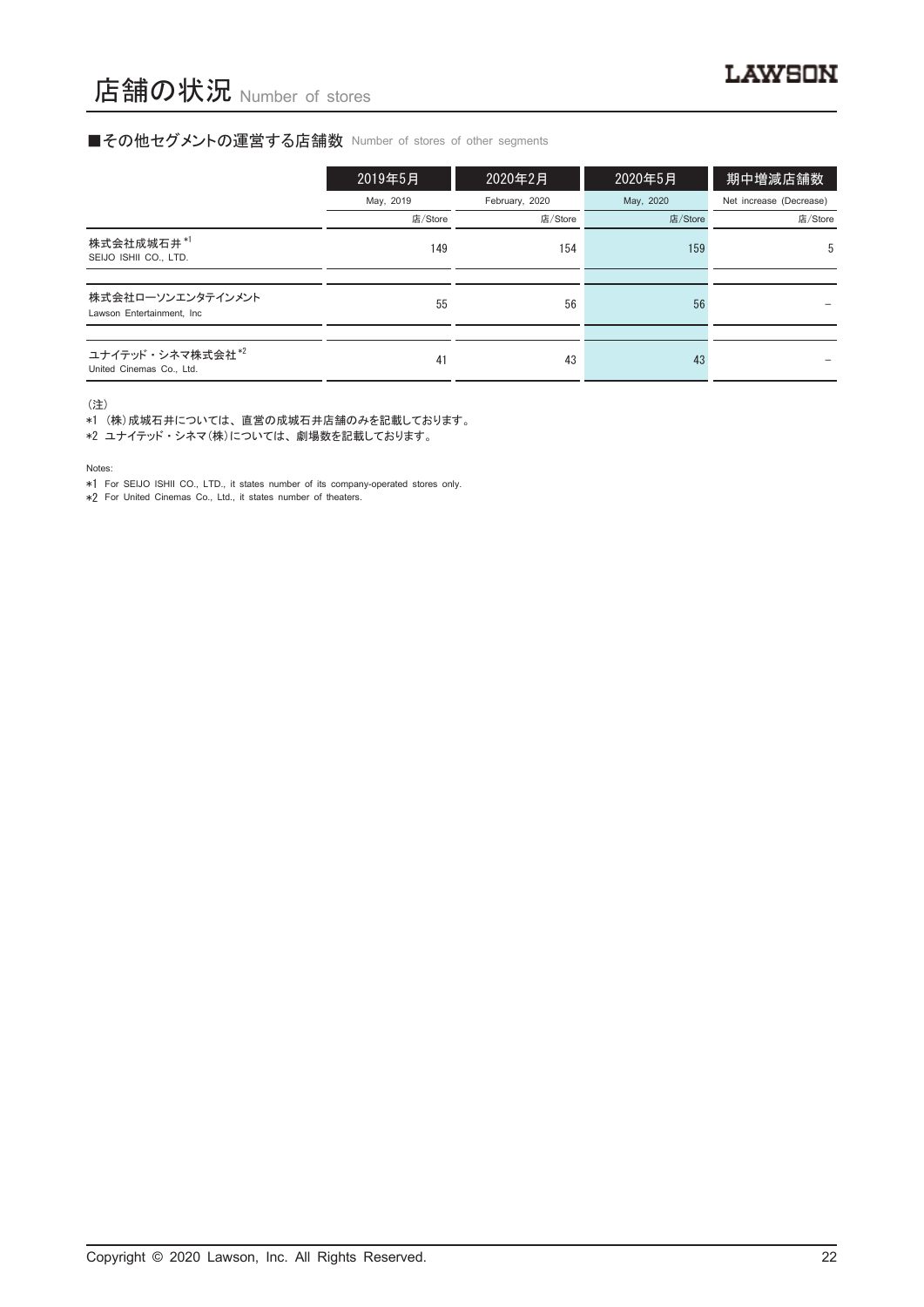# 店舗の状況 Number of stores

■その他セグメントの運営する店舗数 Number of stores of other segments

| | 2019年5月 May, 2019 店/Store | 2020年2月 February, 2020 店/Store | 2020年5月 May, 2020 店/Store | 期中増減店舗数 Net increase (Decrease) 店/Store |
|---|---|---|---|---|
| 株式会社成城石井 *1 SEIJO ISHII CO., LTD. | 149 | 154 | 159 | 5 |
| 株式会社ローソンエンタテインメント Lawson Entertainment, Inc | 55 | 56 | 56 | − |
| ユナイテッド・シネマ株式会社 *2 United Cinemas Co., Ltd. | 41 | 43 | 43 | − |

（注）
*1 （株）成城石井については、直営の成城石井店舗のみを記載しております。
*2 ユナイテッド・シネマ（株）については、劇場数を記載しております。

Notes:
*1 For SEIJO ISHII CO., LTD., it states number of its company-operated stores only.
*2 For United Cinemas Co., Ltd., it states number of theaters.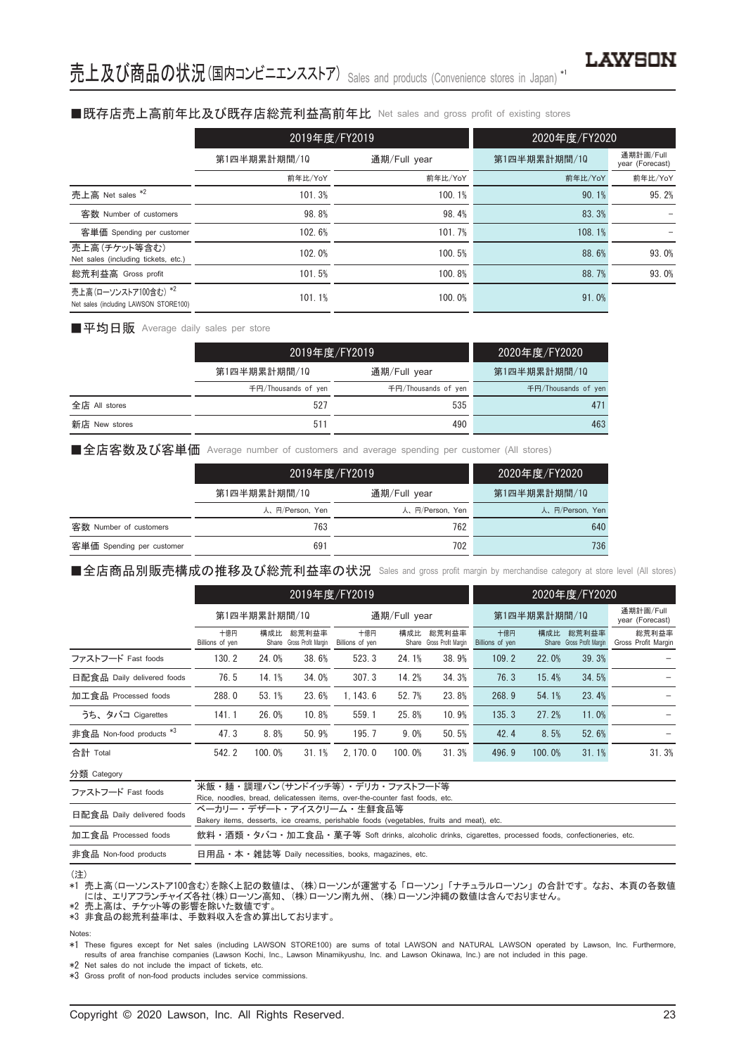# 売上及び商品の状況(国内コンビニエンスストア) Sales and products (Convenience stores in Japan) *1

## ■既存店売上高前年比及び既存店総荒利益高前年比 Net sales and gross profit of existing stores

| | 2019年度/FY2019 | | 2020年度/FY2020 | |
|---|---|---|---|---|
| | 第1四半期累計期間/1Q | 通期/Full year | 第1四半期累計期間/1Q | 通期計画/Full year (Forecast) |
| | 前年比/YoY | 前年比/YoY | 前年比/YoY | 前年比/YoY |
| 売上高 Net sales *2 | 101.3% | 100.1% | 90.1% | 95.2% |
| 客数 Number of customers | 98.8% | 98.4% | 83.3% | – |
| 客単価 Spending per customer | 102.6% | 101.7% | 108.1% | – |
| 売上高(チケット等含む) Net sales (including tickets, etc.) | 102.0% | 100.5% | 88.6% | 93.0% |
| 総荒利益高 Gross profit | 101.5% | 100.8% | 88.7% | 93.0% |
| 売上高(ローソンストア100含む) *2 Net sales (including LAWSON STORE100) | 101.1% | 100.0% | 91.0% | |

## ■平均日販 Average daily sales per store

| | 2019年度/FY2019 | | 2020年度/FY2020 |
|---|---|---|---|
| | 第1四半期累計期間/1Q | 通期/Full year | 第1四半期累計期間/1Q |
| | 千円/Thousands of yen | 千円/Thousands of yen | 千円/Thousands of yen |
| 全店 All stores | 527 | 535 | 471 |
| 新店 New stores | 511 | 490 | 463 |

## ■全店客数及び客単価 Average number of customers and average spending per customer (All stores)

| | 2019年度/FY2019 | | 2020年度/FY2020 |
|---|---|---|---|
| | 第1四半期累計期間/1Q | 通期/Full year | 第1四半期累計期間/1Q |
| | 人、円/Person, Yen | 人、円/Person, Yen | 人、円/Person, Yen |
| 客数 Number of customers | 763 | 762 | 640 |
| 客単価 Spending per customer | 691 | 702 | 736 |

## ■全店商品別販売構成の推移及び総荒利益率の状況 Sales and gross profit margin by merchandise category at store level (All stores)

| | 2019年度/FY2019 | | | | | | 2020年度/FY2020 | | | |
|---|---|---|---|---|---|---|---|---|---|---|
| | 第1四半期累計期間/1Q | | | 通期/Full year | | | 第1四半期累計期間/1Q | | | 通期計画/Full year (Forecast) |
| | 十億円 Billions of yen | 構成比 Share | 総荒利益率 Gross Profit Margin | 十億円 Billions of yen | 構成比 Share | 総荒利益率 Gross Profit Margin | 十億円 Billions of yen | 構成比 Share | 総荒利益率 Gross Profit Margin | 総荒利益率 Gross Profit Margin |
| ファストフード Fast foods | 130.2 | 24.0% | 38.6% | 523.3 | 24.1% | 38.9% | 109.2 | 22.0% | 39.3% | – |
| 日配食品 Daily delivered foods | 76.5 | 14.1% | 34.0% | 307.3 | 14.2% | 34.3% | 76.3 | 15.4% | 34.5% | – |
| 加工食品 Processed foods | 288.0 | 53.1% | 23.6% | 1,143.6 | 52.7% | 23.8% | 268.9 | 54.1% | 23.4% | – |
| うち、タバコ Cigarettes | 141.1 | 26.0% | 10.8% | 559.1 | 25.8% | 10.9% | 135.3 | 27.2% | 11.0% | – |
| 非食品 Non-food products *3 | 47.3 | 8.8% | 50.9% | 195.7 | 9.0% | 50.5% | 42.4 | 8.5% | 52.6% | – |
| 合計 Total | 542.2 | 100.0% | 31.1% | 2,170.0 | 100.0% | 31.3% | 496.9 | 100.0% | 31.1% | 31.3% |

分類 Category

| | |
|---|---|
| ファストフード Fast foods | 米飯・麺・調理パン(サンドイッチ等)・デリカ・ファストフード等 Rice, noodles, bread, delicatessen items, over-the-counter fast foods, etc. |
| 日配食品 Daily delivered foods | ベーカリー・デザート・アイスクリーム・生鮮食品等 Bakery items, desserts, ice creams, perishable foods (vegetables, fruits and meat), etc. |
| 加工食品 Processed foods | 飲料・酒類・タバコ・加工食品・菓子等 Soft drinks, alcoholic drinks, cigarettes, processed foods, confectioneries, etc. |
| 非食品 Non-food products | 日用品・本・雑誌等 Daily necessities, books, magazines, etc. |

(注)
*1 売上高(ローソンストア100含む)を除く上記の数値は、(株)ローソンが運営する「ローソン」「ナチュラルローソン」の合計です。なお、本頁の各数値には、エリアフランチャイズ各社(株)ローソン高知、(株)ローソン南九州、(株)ローソン沖縄の数値は含んでおりません。
*2 売上高は、チケット等の影響を除いた数値です。
*3 非食品の総荒利益率は、手数料収入を含め算出しております。

Notes:
*1 These figures except for Net sales (including LAWSON STORE100) are sums of total LAWSON and NATURAL LAWSON operated by Lawson, Inc. Furthermore, results of area franchise companies (Lawson Kochi, Inc., Lawson Minamikyushu, Inc. and Lawson Okinawa, Inc.) are not included in this page.
*2 Net sales do not include the impact of tickets, etc.
*3 Gross profit of non-food products includes service commissions.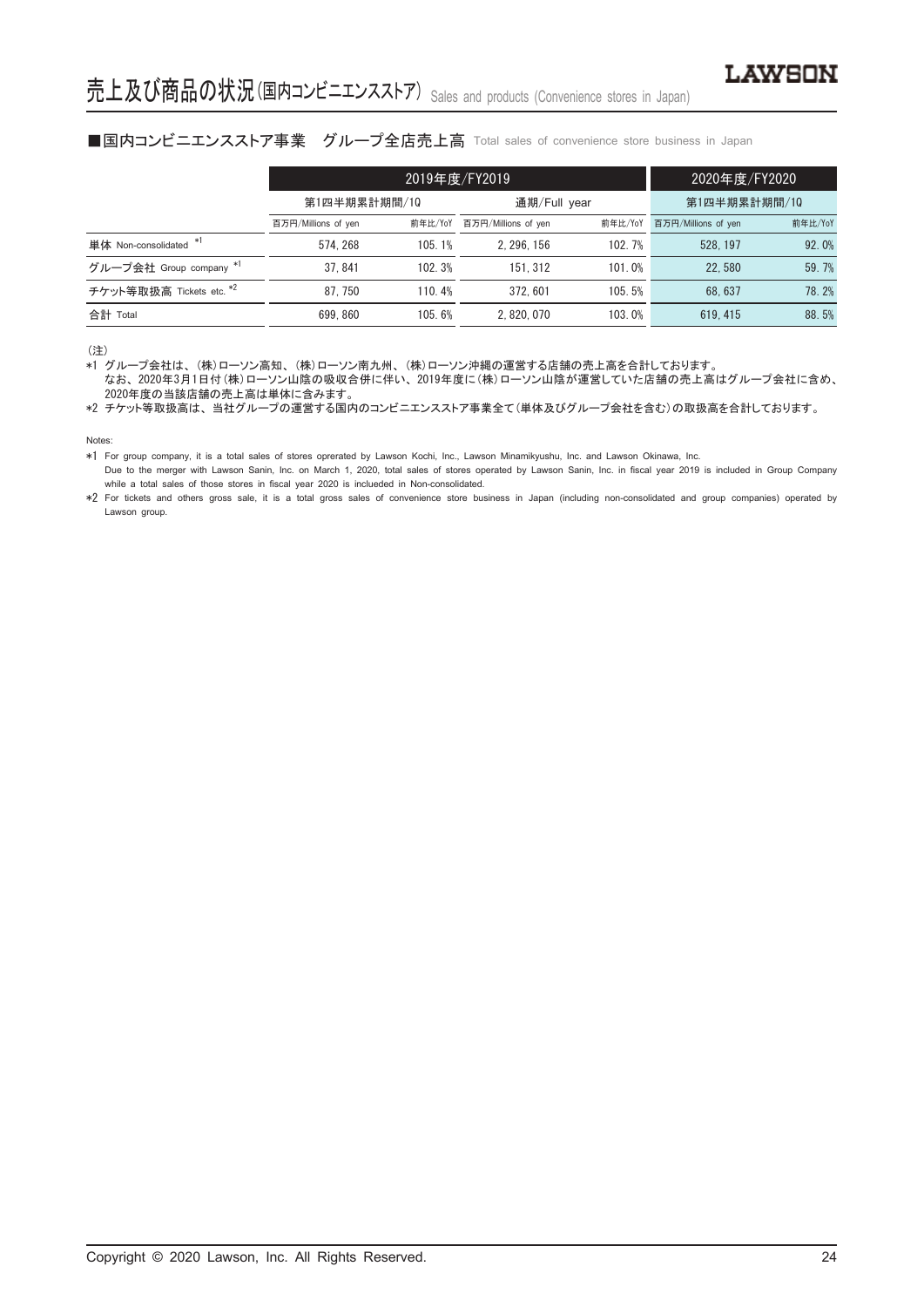# 売上及び商品の状況(国内コンビニエンスストア) Sales and products (Convenience stores in Japan)

## ■国内コンビニエンスストア事業　グループ全店売上高 Total sales of convenience store business in Japan

| | 2019年度/FY2019 | | | | 2020年度/FY2020 | |
|---|---|---|---|---|---|---|
| | 第1四半期累計期間/1Q | | 通期/Full year | | 第1四半期累計期間/1Q | |
| | 百万円/Millions of yen | 前年比/YoY | 百万円/Millions of yen | 前年比/YoY | 百万円/Millions of yen | 前年比/YoY |
| 単体 Non-consolidated *1 | 574, 268 | 105. 1% | 2, 296, 156 | 102. 7% | 528, 197 | 92. 0% |
| グループ会社 Group company *1 | 37, 841 | 102. 3% | 151, 312 | 101. 0% | 22, 580 | 59. 7% |
| チケット等取扱高 Tickets etc. *2 | 87, 750 | 110. 4% | 372, 601 | 105. 5% | 68, 637 | 78. 2% |
| 合計 Total | 699, 860 | 105. 6% | 2, 820, 070 | 103. 0% | 619, 415 | 88. 5% |

(注)

*1 グループ会社は、(株)ローソン高知、(株)ローソン南九州、(株)ローソン沖縄の運営する店舗の売上高を合計しております。
なお、2020年3月1日付(株)ローソン山陰の吸収合併に伴い、2019年度に(株)ローソン山陰が運営していた店舗の売上高はグループ会社に含め、2020年度の当該店舗の売上高は単体に含みます。

*2 チケット等取扱高は、当社グループの運営する国内のコンビニエンスストア事業全て(単体及びグループ会社を含む)の取扱高を合計しております。

Notes:

*1 For group company, it is a total sales of stores oprerated by Lawson Kochi, Inc., Lawson Minamikyushu, Inc. and Lawson Okinawa, Inc.
Due to the merger with Lawson Sanin, Inc. on March 1, 2020, total sales of stores operated by Lawson Sanin, Inc. in fiscal year 2019 is included in Group Company while a total sales of those stores in fiscal year 2020 is inclueded in Non-consolidated.

*2 For tickets and others gross sale, it is a total gross sales of convenience store business in Japan (including non-consolidated and group companies) operated by Lawson group.